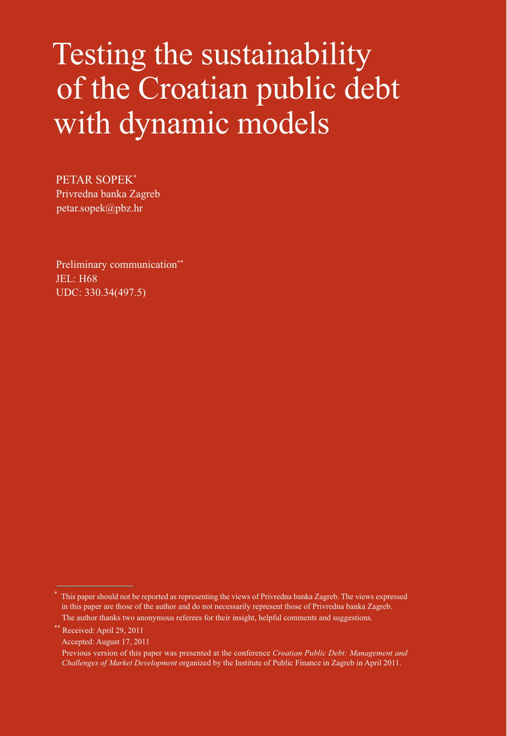# Testing the sustainability of the Croatian public debt with dynamic models

PETAR SOPEK*  
Privredna banka Zagreb  
petar.sopek@pbz.hr

Preliminary communication**  
JEL: H68  
UDC: 330.34(497.5)

---

\* This paper should not be reported as representing the views of Privredna banka Zagreb. The views expressed in this paper are those of the author and do not necessarily represent those of Privredna banka Zagreb. The author thanks two anonymous referees for their insight, helpful comments and suggestions.

\*\* Received: April 29, 2011  
Accepted: August 17, 2011  
Previous version of this paper was presented at the conference *Croatian Public Debt: Management and Challenges of Market Development* organized by the Institute of Public Finance in Zagreb in April 2011.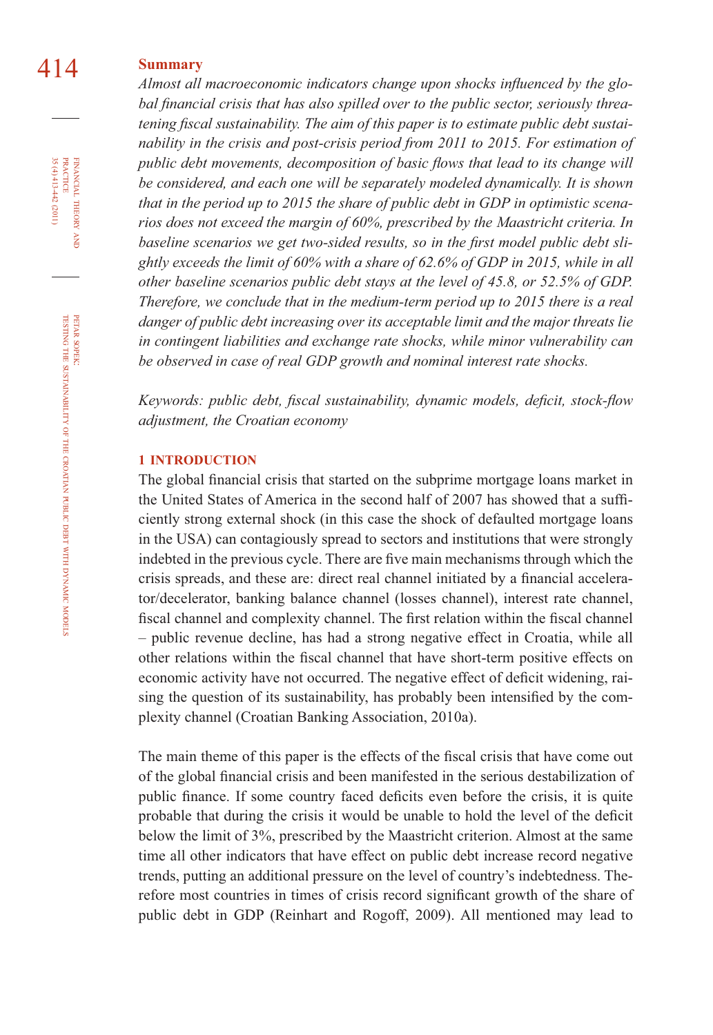**Summary**

*Almost all macroeconomic indicators change upon shocks influenced by the global financial crisis that has also spilled over to the public sector, seriously threatening fiscal sustainability. The aim of this paper is to estimate public debt sustainability in the crisis and post-crisis period from 2011 to 2015. For estimation of public debt movements, decomposition of basic flows that lead to its change will be considered, and each one will be separately modeled dynamically. It is shown that in the period up to 2015 the share of public debt in GDP in optimistic scenarios does not exceed the margin of 60%, prescribed by the Maastricht criteria. In baseline scenarios we get two-sided results, so in the first model public debt slightly exceeds the limit of 60% with a share of 62.6% of GDP in 2015, while in all other baseline scenarios public debt stays at the level of 45.8, or 52.5% of GDP. Therefore, we conclude that in the medium-term period up to 2015 there is a real danger of public debt increasing over its acceptable limit and the major threats lie in contingent liabilities and exchange rate shocks, while minor vulnerability can be observed in case of real GDP growth and nominal interest rate shocks.*

*Keywords: public debt, fiscal sustainability, dynamic models, deficit, stock-flow adjustment, the Croatian economy*

## 1 INTRODUCTION

The global financial crisis that started on the subprime mortgage loans market in the United States of America in the second half of 2007 has showed that a sufficiently strong external shock (in this case the shock of defaulted mortgage loans in the USA) can contagiously spread to sectors and institutions that were strongly indebted in the previous cycle. There are five main mechanisms through which the crisis spreads, and these are: direct real channel initiated by a financial accelerator/decelerator, banking balance channel (losses channel), interest rate channel, fiscal channel and complexity channel. The first relation within the fiscal channel – public revenue decline, has had a strong negative effect in Croatia, while all other relations within the fiscal channel that have short-term positive effects on economic activity have not occurred. The negative effect of deficit widening, raising the question of its sustainability, has probably been intensified by the complexity channel (Croatian Banking Association, 2010a).

The main theme of this paper is the effects of the fiscal crisis that have come out of the global financial crisis and been manifested in the serious destabilization of public finance. If some country faced deficits even before the crisis, it is quite probable that during the crisis it would be unable to hold the level of the deficit below the limit of 3%, prescribed by the Maastricht criterion. Almost at the same time all other indicators that have effect on public debt increase record negative trends, putting an additional pressure on the level of country's indebtedness. Therefore most countries in times of crisis record significant growth of the share of public debt in GDP (Reinhart and Rogoff, 2009). All mentioned may lead to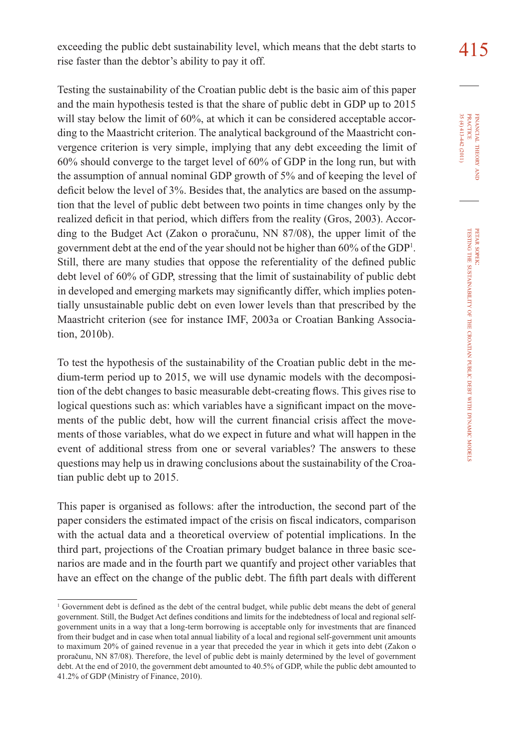exceeding the public debt sustainability level, which means that the debt starts to rise faster than the debtor's ability to pay it off.

Testing the sustainability of the Croatian public debt is the basic aim of this paper and the main hypothesis tested is that the share of public debt in GDP up to 2015 will stay below the limit of 60%, at which it can be considered acceptable according to the Maastricht criterion. The analytical background of the Maastricht convergence criterion is very simple, implying that any debt exceeding the limit of 60% should converge to the target level of 60% of GDP in the long run, but with the assumption of annual nominal GDP growth of 5% and of keeping the level of deficit below the level of 3%. Besides that, the analytics are based on the assumption that the level of public debt between two points in time changes only by the realized deficit in that period, which differs from the reality (Gros, 2003). According to the Budget Act (Zakon o proračunu, NN 87/08), the upper limit of the government debt at the end of the year should not be higher than 60% of the GDP[1]. Still, there are many studies that oppose the referentiality of the defined public debt level of 60% of GDP, stressing that the limit of sustainability of public debt in developed and emerging markets may significantly differ, which implies potentially unsustainable public debt on even lower levels than that prescribed by the Maastricht criterion (see for instance IMF, 2003a or Croatian Banking Association, 2010b).

To test the hypothesis of the sustainability of the Croatian public debt in the medium-term period up to 2015, we will use dynamic models with the decomposition of the debt changes to basic measurable debt-creating flows. This gives rise to logical questions such as: which variables have a significant impact on the movements of the public debt, how will the current financial crisis affect the movements of those variables, what do we expect in future and what will happen in the event of additional stress from one or several variables? The answers to these questions may help us in drawing conclusions about the sustainability of the Croatian public debt up to 2015.

This paper is organised as follows: after the introduction, the second part of the paper considers the estimated impact of the crisis on fiscal indicators, comparison with the actual data and a theoretical overview of potential implications. In the third part, projections of the Croatian primary budget balance in three basic scenarios are made and in the fourth part we quantify and project other variables that have an effect on the change of the public debt. The fifth part deals with different

---

[1] Government debt is defined as the debt of the central budget, while public debt means the debt of general government. Still, the Budget Act defines conditions and limits for the indebtedness of local and regional self-government units in a way that a long-term borrowing is acceptable only for investments that are financed from their budget and in case when total annual liability of a local and regional self-government unit amounts to maximum 20% of gained revenue in a year that preceded the year in which it gets into debt (Zakon o proračunu, NN 87/08). Therefore, the level of public debt is mainly determined by the level of government debt. At the end of 2010, the government debt amounted to 40.5% of GDP, while the public debt amounted to 41.2% of GDP (Ministry of Finance, 2010).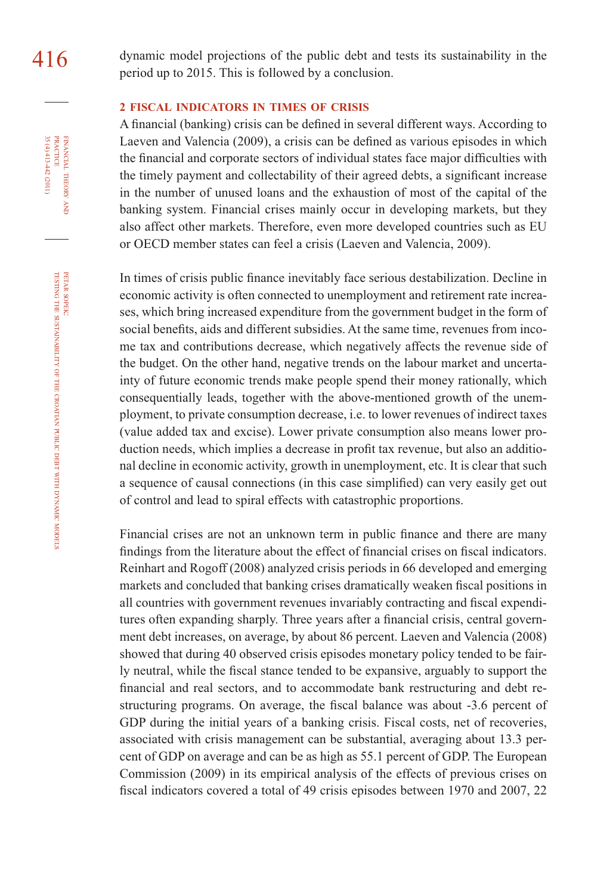dynamic model projections of the public debt and tests its sustainability in the period up to 2015. This is followed by a conclusion.

## 2 FISCAL INDICATORS IN TIMES OF CRISIS

A financial (banking) crisis can be defined in several different ways. According to Laeven and Valencia (2009), a crisis can be defined as various episodes in which the financial and corporate sectors of individual states face major difficulties with the timely payment and collectability of their agreed debts, a significant increase in the number of unused loans and the exhaustion of most of the capital of the banking system. Financial crises mainly occur in developing markets, but they also affect other markets. Therefore, even more developed countries such as EU or OECD member states can feel a crisis (Laeven and Valencia, 2009).

In times of crisis public finance inevitably face serious destabilization. Decline in economic activity is often connected to unemployment and retirement rate increases, which bring increased expenditure from the government budget in the form of social benefits, aids and different subsidies. At the same time, revenues from income tax and contributions decrease, which negatively affects the revenue side of the budget. On the other hand, negative trends on the labour market and uncertainty of future economic trends make people spend their money rationally, which consequentially leads, together with the above-mentioned growth of the unemployment, to private consumption decrease, i.e. to lower revenues of indirect taxes (value added tax and excise). Lower private consumption also means lower production needs, which implies a decrease in profit tax revenue, but also an additional decline in economic activity, growth in unemployment, etc. It is clear that such a sequence of causal connections (in this case simplified) can very easily get out of control and lead to spiral effects with catastrophic proportions.

Financial crises are not an unknown term in public finance and there are many findings from the literature about the effect of financial crises on fiscal indicators. Reinhart and Rogoff (2008) analyzed crisis periods in 66 developed and emerging markets and concluded that banking crises dramatically weaken fiscal positions in all countries with government revenues invariably contracting and fiscal expenditures often expanding sharply. Three years after a financial crisis, central government debt increases, on average, by about 86 percent. Laeven and Valencia (2008) showed that during 40 observed crisis episodes monetary policy tended to be fairly neutral, while the fiscal stance tended to be expansive, arguably to support the financial and real sectors, and to accommodate bank restructuring and debt restructuring programs. On average, the fiscal balance was about -3.6 percent of GDP during the initial years of a banking crisis. Fiscal costs, net of recoveries, associated with crisis management can be substantial, averaging about 13.3 percent of GDP on average and can be as high as 55.1 percent of GDP. The European Commission (2009) in its empirical analysis of the effects of previous crises on fiscal indicators covered a total of 49 crisis episodes between 1970 and 2007, 22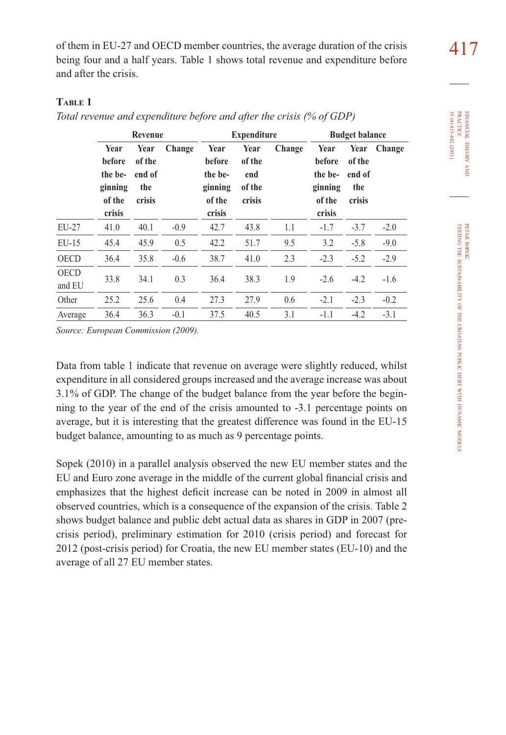of them in EU-27 and OECD member countries, the average duration of the crisis being four and a half years. Table 1 shows total revenue and expenditure before and after the crisis.

**Table 1**

*Total revenue and expenditure before and after the crisis (% of GDP)*

| | Revenue | | | Expenditure | | | Budget balance | | |
|---|---|---|---|---|---|---|---|---|---|
| | Year before the beginning of the crisis | Year of the end of the crisis | Change | Year before the beginning of the crisis | Year of the end of the crisis | Change | Year before the beginning of the crisis | Year of the end of the crisis | Change |
| EU-27 | 41.0 | 40.1 | -0.9 | 42.7 | 43.8 | 1.1 | -1.7 | -3.7 | -2.0 |
| EU-15 | 45.4 | 45.9 | 0.5 | 42.2 | 51.7 | 9.5 | 3.2 | -5.8 | -9.0 |
| OECD | 36.4 | 35.8 | -0.6 | 38.7 | 41.0 | 2.3 | -2.3 | -5.2 | -2.9 |
| OECD and EU | 33.8 | 34.1 | 0.3 | 36.4 | 38.3 | 1.9 | -2.6 | -4.2 | -1.6 |
| Other | 25.2 | 25.6 | 0.4 | 27.3 | 27.9 | 0.6 | -2.1 | -2.3 | -0.2 |
| Average | 36.4 | 36.3 | -0.1 | 37.5 | 40.5 | 3.1 | -1.1 | -4.2 | -3.1 |

*Source: European Commission (2009).*

Data from table 1 indicate that revenue on average were slightly reduced, whilst expenditure in all considered groups increased and the average increase was about 3.1% of GDP. The change of the budget balance from the year before the beginning to the year of the end of the crisis amounted to -3.1 percentage points on average, but it is interesting that the greatest difference was found in the EU-15 budget balance, amounting to as much as 9 percentage points.

Sopek (2010) in a parallel analysis observed the new EU member states and the EU and Euro zone average in the middle of the current global financial crisis and emphasizes that the highest deficit increase can be noted in 2009 in almost all observed countries, which is a consequence of the expansion of the crisis. Table 2 shows budget balance and public debt actual data as shares in GDP in 2007 (pre-crisis period), preliminary estimation for 2010 (crisis period) and forecast for 2012 (post-crisis period) for Croatia, the new EU member states (EU-10) and the average of all 27 EU member states.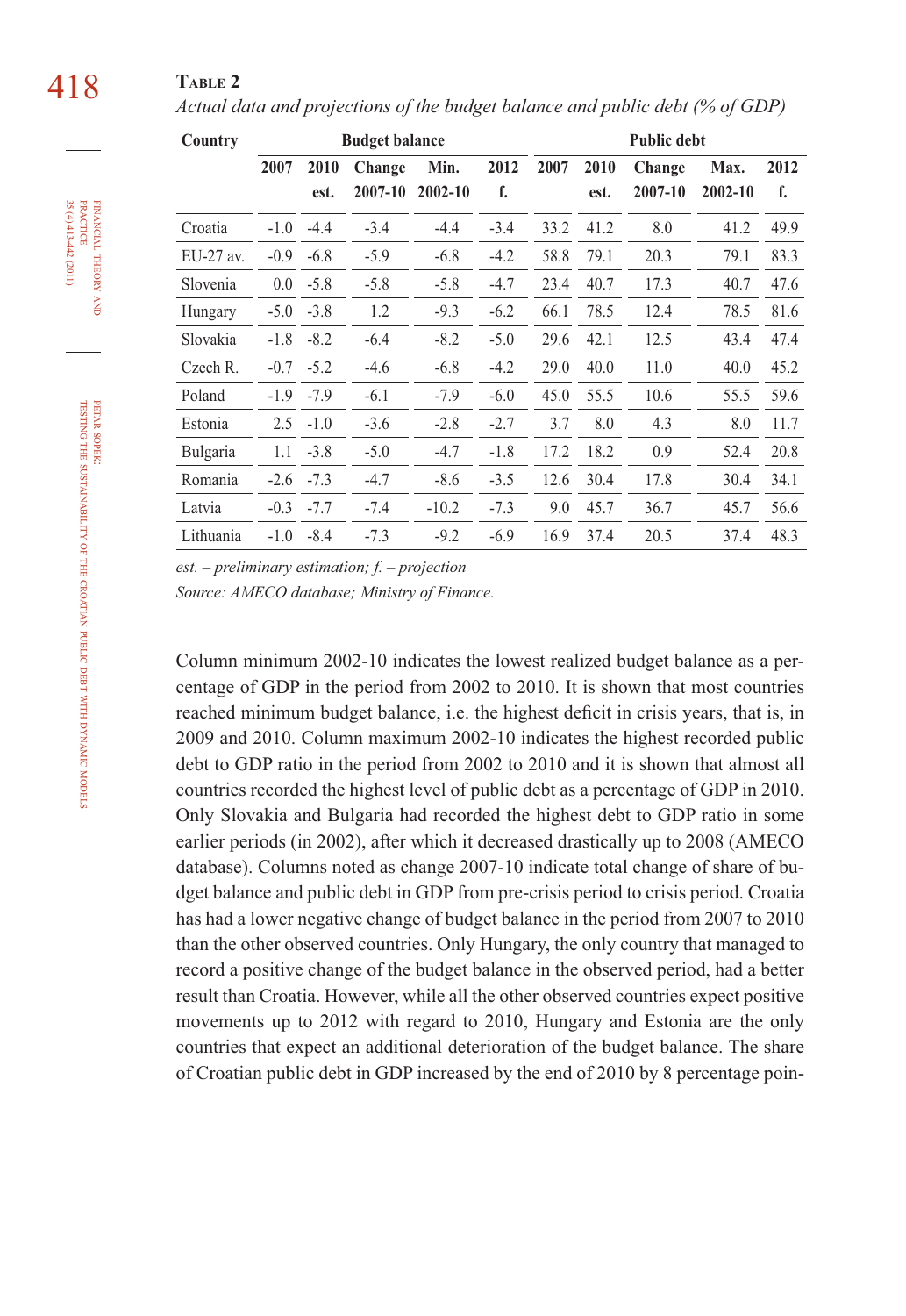**Table 2**

*Actual data and projections of the budget balance and public debt (% of GDP)*

| Country | Budget balance | | | | | Public debt | | | | |
|---|---|---|---|---|---|---|---|---|---|---|
| | 2007 | 2010 est. | Change 2007-10 | Min. 2002-10 | 2012 f. | 2007 | 2010 est. | Change 2007-10 | Max. 2002-10 | 2012 f. |
| Croatia | -1.0 | -4.4 | -3.4 | -4.4 | -3.4 | 33.2 | 41.2 | 8.0 | 41.2 | 49.9 |
| EU-27 av. | -0.9 | -6.8 | -5.9 | -6.8 | -4.2 | 58.8 | 79.1 | 20.3 | 79.1 | 83.3 |
| Slovenia | 0.0 | -5.8 | -5.8 | -5.8 | -4.7 | 23.4 | 40.7 | 17.3 | 40.7 | 47.6 |
| Hungary | -5.0 | -3.8 | 1.2 | -9.3 | -6.2 | 66.1 | 78.5 | 12.4 | 78.5 | 81.6 |
| Slovakia | -1.8 | -8.2 | -6.4 | -8.2 | -5.0 | 29.6 | 42.1 | 12.5 | 43.4 | 47.4 |
| Czech R. | -0.7 | -5.2 | -4.6 | -6.8 | -4.2 | 29.0 | 40.0 | 11.0 | 40.0 | 45.2 |
| Poland | -1.9 | -7.9 | -6.1 | -7.9 | -6.0 | 45.0 | 55.5 | 10.6 | 55.5 | 59.6 |
| Estonia | 2.5 | -1.0 | -3.6 | -2.8 | -2.7 | 3.7 | 8.0 | 4.3 | 8.0 | 11.7 |
| Bulgaria | 1.1 | -3.8 | -5.0 | -4.7 | -1.8 | 17.2 | 18.2 | 0.9 | 52.4 | 20.8 |
| Romania | -2.6 | -7.3 | -4.7 | -8.6 | -3.5 | 12.6 | 30.4 | 17.8 | 30.4 | 34.1 |
| Latvia | -0.3 | -7.7 | -7.4 | -10.2 | -7.3 | 9.0 | 45.7 | 36.7 | 45.7 | 56.6 |
| Lithuania | -1.0 | -8.4 | -7.3 | -9.2 | -6.9 | 16.9 | 37.4 | 20.5 | 37.4 | 48.3 |

*est. – preliminary estimation; f. – projection*

*Source: AMECO database; Ministry of Finance.*

Column minimum 2002-10 indicates the lowest realized budget balance as a percentage of GDP in the period from 2002 to 2010. It is shown that most countries reached minimum budget balance, i.e. the highest deficit in crisis years, that is, in 2009 and 2010. Column maximum 2002-10 indicates the highest recorded public debt to GDP ratio in the period from 2002 to 2010 and it is shown that almost all countries recorded the highest level of public debt as a percentage of GDP in 2010. Only Slovakia and Bulgaria had recorded the highest debt to GDP ratio in some earlier periods (in 2002), after which it decreased drastically up to 2008 (AMECO database). Columns noted as change 2007-10 indicate total change of share of budget balance and public debt in GDP from pre-crisis period to crisis period. Croatia has had a lower negative change of budget balance in the period from 2007 to 2010 than the other observed countries. Only Hungary, the only country that managed to record a positive change of the budget balance in the observed period, had a better result than Croatia. However, while all the other observed countries expect positive movements up to 2012 with regard to 2010, Hungary and Estonia are the only countries that expect an additional deterioration of the budget balance. The share of Croatian public debt in GDP increased by the end of 2010 by 8 percentage poin-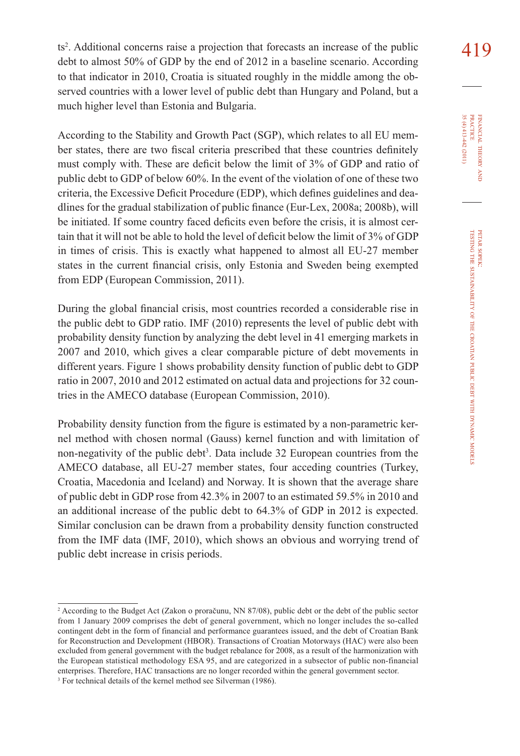ts[2]. Additional concerns raise a projection that forecasts an increase of the public debt to almost 50% of GDP by the end of 2012 in a baseline scenario. According to that indicator in 2010, Croatia is situated roughly in the middle among the observed countries with a lower level of public debt than Hungary and Poland, but a much higher level than Estonia and Bulgaria.

According to the Stability and Growth Pact (SGP), which relates to all EU member states, there are two fiscal criteria prescribed that these countries definitely must comply with. These are deficit below the limit of 3% of GDP and ratio of public debt to GDP of below 60%. In the event of the violation of one of these two criteria, the Excessive Deficit Procedure (EDP), which defines guidelines and deadlines for the gradual stabilization of public finance (Eur-Lex, 2008a; 2008b), will be initiated. If some country faced deficits even before the crisis, it is almost certain that it will not be able to hold the level of deficit below the limit of 3% of GDP in times of crisis. This is exactly what happened to almost all EU-27 member states in the current financial crisis, only Estonia and Sweden being exempted from EDP (European Commission, 2011).

During the global financial crisis, most countries recorded a considerable rise in the public debt to GDP ratio. IMF (2010) represents the level of public debt with probability density function by analyzing the debt level in 41 emerging markets in 2007 and 2010, which gives a clear comparable picture of debt movements in different years. Figure 1 shows probability density function of public debt to GDP ratio in 2007, 2010 and 2012 estimated on actual data and projections for 32 countries in the AMECO database (European Commission, 2010).

Probability density function from the figure is estimated by a non-parametric kernel method with chosen normal (Gauss) kernel function and with limitation of non-negativity of the public debt[3]. Data include 32 European countries from the AMECO database, all EU-27 member states, four acceding countries (Turkey, Croatia, Macedonia and Iceland) and Norway. It is shown that the average share of public debt in GDP rose from 42.3% in 2007 to an estimated 59.5% in 2010 and an additional increase of the public debt to 64.3% of GDP in 2012 is expected. Similar conclusion can be drawn from a probability density function constructed from the IMF data (IMF, 2010), which shows an obvious and worrying trend of public debt increase in crisis periods.

---

[2] According to the Budget Act (Zakon o proračunu, NN 87/08), public debt or the debt of the public sector from 1 January 2009 comprises the debt of general government, which no longer includes the so-called contingent debt in the form of financial and performance guarantees issued, and the debt of Croatian Bank for Reconstruction and Development (HBOR). Transactions of Croatian Motorways (HAC) were also been excluded from general government with the budget rebalance for 2008, as a result of the harmonization with the European statistical methodology ESA 95, and are categorized in a subsector of public non-financial enterprises. Therefore, HAC transactions are no longer recorded within the general government sector.

[3] For technical details of the kernel method see Silverman (1986).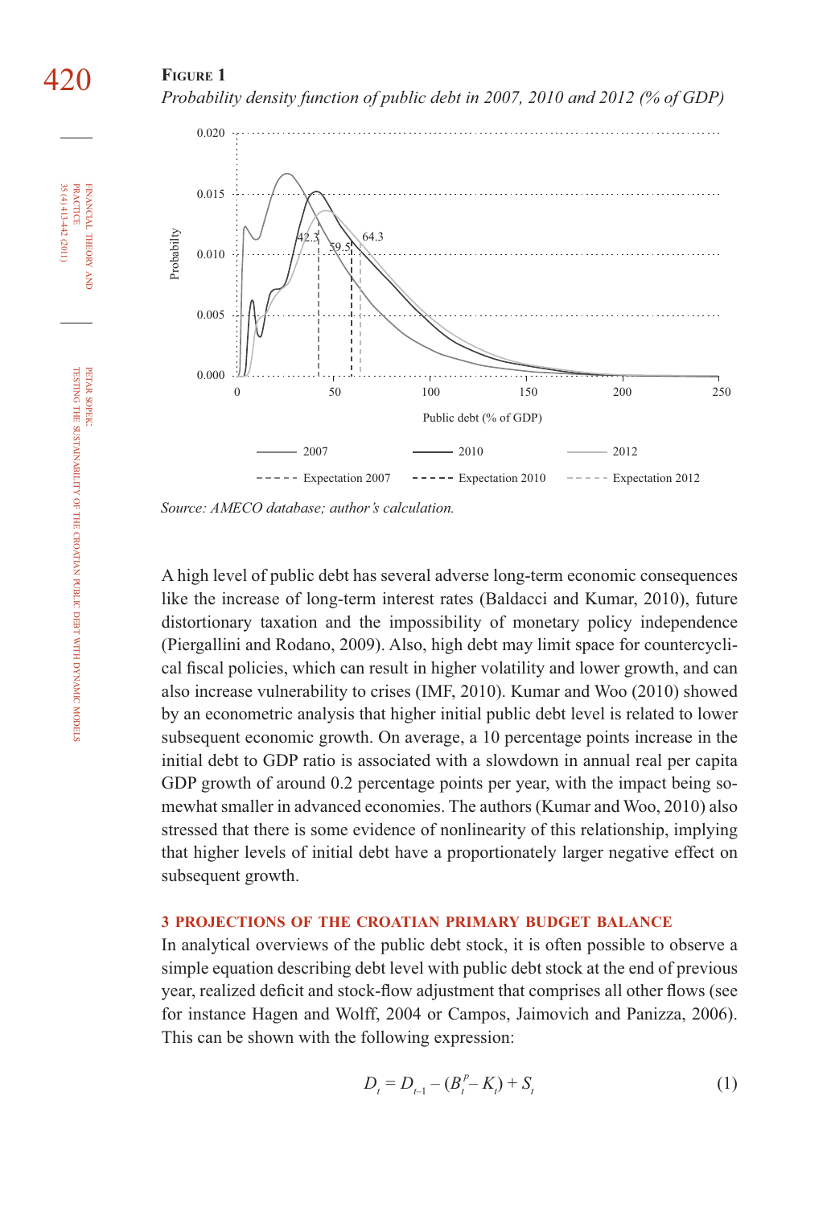**Figure 1**

*Probability density function of public debt in 2007, 2010 and 2012 (% of GDP)*

*Source: AMECO database; author's calculation.*

A high level of public debt has several adverse long-term economic consequences like the increase of long-term interest rates (Baldacci and Kumar, 2010), future distortionary taxation and the impossibility of monetary policy independence (Piergallini and Rodano, 2009). Also, high debt may limit space for countercyclical fiscal policies, which can result in higher volatility and lower growth, and can also increase vulnerability to crises (IMF, 2010). Kumar and Woo (2010) showed by an econometric analysis that higher initial public debt level is related to lower subsequent economic growth. On average, a 10 percentage points increase in the initial debt to GDP ratio is associated with a slowdown in annual real per capita GDP growth of around 0.2 percentage points per year, with the impact being somewhat smaller in advanced economies. The authors (Kumar and Woo, 2010) also stressed that there is some evidence of nonlinearity of this relationship, implying that higher levels of initial debt have a proportionately larger negative effect on subsequent growth.

## 3 PROJECTIONS OF THE CROATIAN PRIMARY BUDGET BALANCE

In analytical overviews of the public debt stock, it is often possible to observe a simple equation describing debt level with public debt stock at the end of previous year, realized deficit and stock-flow adjustment that comprises all other flows (see for instance Hagen and Wolff, 2004 or Campos, Jaimovich and Panizza, 2006). This can be shown with the following expression:

$$D_t = D_{t-1} - (B_t^p - K_t) + S_t \tag{1}$$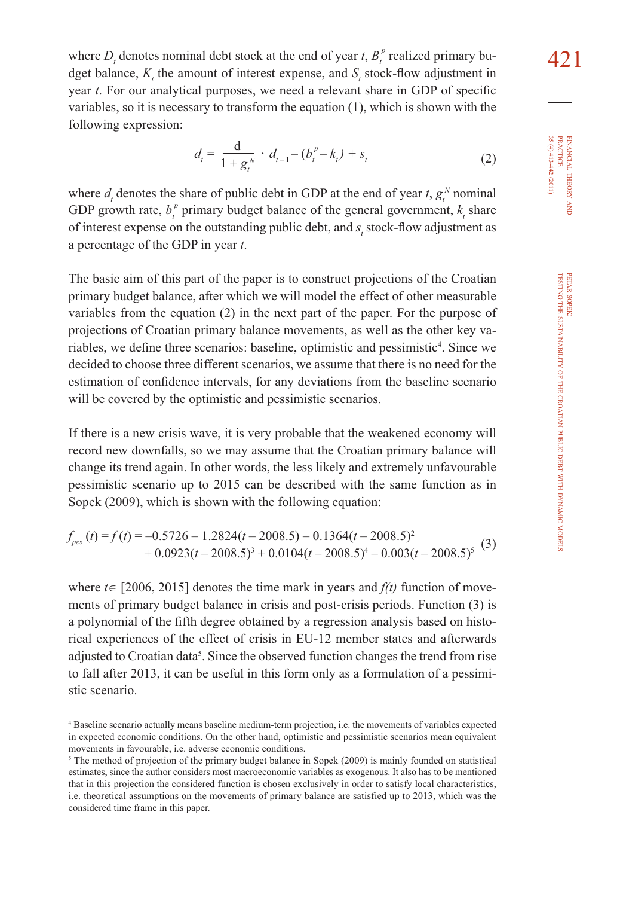where $D_t$ denotes nominal debt stock at the end of year $t$, $B_t^p$ realized primary budget balance, $K_t$ the amount of interest expense, and $S_t$ stock-flow adjustment in year $t$. For our analytical purposes, we need a relevant share in GDP of specific variables, so it is necessary to transform the equation (1), which is shown with the following expression:

$$d_t = \frac{\mathrm{d}}{1 + g_t^N} \cdot d_{t-1} - (b_t^p - k_t) + s_t \tag{2}$$

where $d_t$ denotes the share of public debt in GDP at the end of year $t$, $g_t^N$ nominal GDP growth rate, $b_t^p$ primary budget balance of the general government, $k_t$ share of interest expense on the outstanding public debt, and $s_t$ stock-flow adjustment as a percentage of the GDP in year $t$.

The basic aim of this part of the paper is to construct projections of the Croatian primary budget balance, after which we will model the effect of other measurable variables from the equation (2) in the next part of the paper. For the purpose of projections of Croatian primary balance movements, as well as the other key variables, we define three scenarios: baseline, optimistic and pessimistic[4]. Since we decided to choose three different scenarios, we assume that there is no need for the estimation of confidence intervals, for any deviations from the baseline scenario will be covered by the optimistic and pessimistic scenarios.

If there is a new crisis wave, it is very probable that the weakened economy will record new downfalls, so we may assume that the Croatian primary balance will change its trend again. In other words, the less likely and extremely unfavourable pessimistic scenario up to 2015 can be described with the same function as in Sopek (2009), which is shown with the following equation:

$$\begin{aligned} f_{pes}(t) = f(t) = &-0.5726 - 1.2824(t - 2008.5) - 0.1364(t - 2008.5)^2 \\ &+ 0.0923(t - 2008.5)^3 + 0.0104(t - 2008.5)^4 - 0.003(t - 2008.5)^5 \end{aligned} \tag{3}$$

where $t \in [2006, 2015]$ denotes the time mark in years and $f(t)$ function of movements of primary budget balance in crisis and post-crisis periods. Function (3) is a polynomial of the fifth degree obtained by a regression analysis based on historical experiences of the effect of crisis in EU-12 member states and afterwards adjusted to Croatian data[5]. Since the observed function changes the trend from rise to fall after 2013, it can be useful in this form only as a formulation of a pessimistic scenario.

---

[4] Baseline scenario actually means baseline medium-term projection, i.e. the movements of variables expected in expected economic conditions. On the other hand, optimistic and pessimistic scenarios mean equivalent movements in favourable, i.e. adverse economic conditions.

[5] The method of projection of the primary budget balance in Sopek (2009) is mainly founded on statistical estimates, since the author considers most macroeconomic variables as exogenous. It also has to be mentioned that in this projection the considered function is chosen exclusively in order to satisfy local characteristics, i.e. theoretical assumptions on the movements of primary balance are satisfied up to 2013, which was the considered time frame in this paper.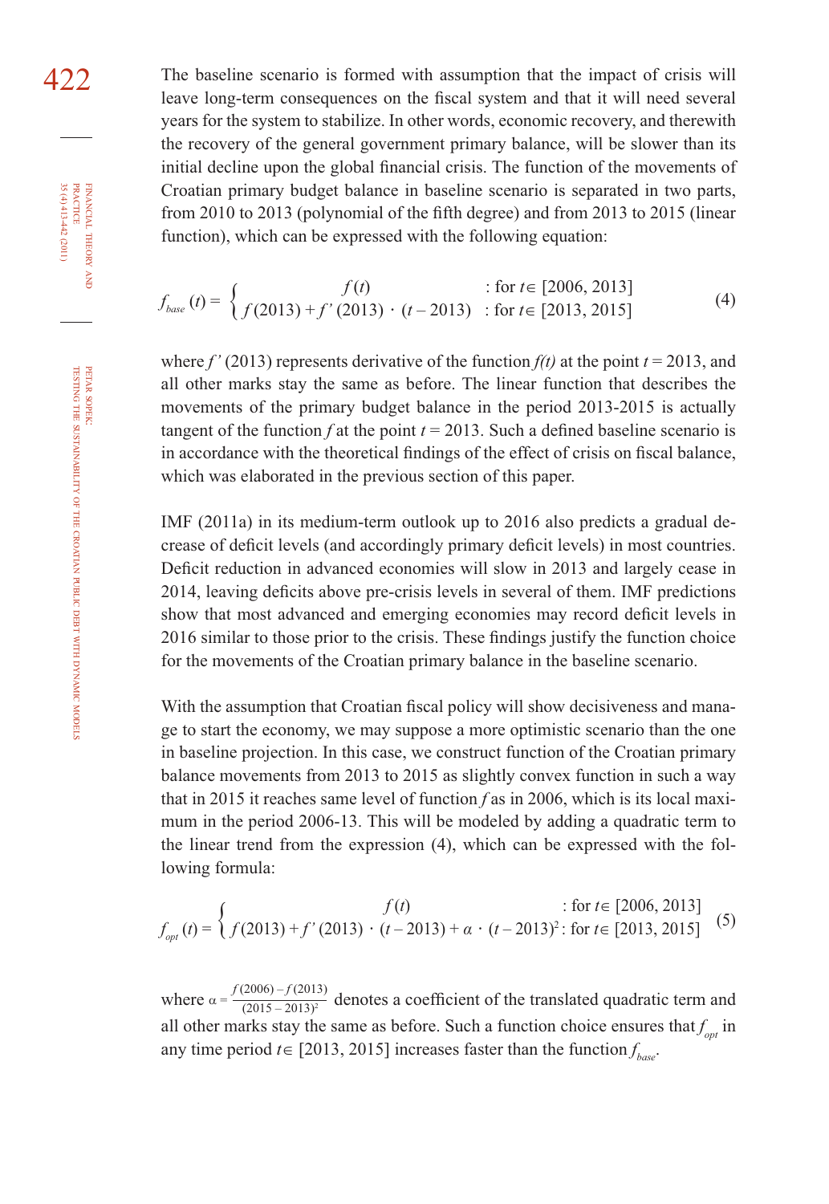The baseline scenario is formed with assumption that the impact of crisis will leave long-term consequences on the fiscal system and that it will need several years for the system to stabilize. In other words, economic recovery, and therewith the recovery of the general government primary balance, will be slower than its initial decline upon the global financial crisis. The function of the movements of Croatian primary budget balance in baseline scenario is separated in two parts, from 2010 to 2013 (polynomial of the fifth degree) and from 2013 to 2015 (linear function), which can be expressed with the following equation:

$$f_{base}(t) = \begin{cases} f(t) & : \text{for } t \in [2006, 2013] \\ f(2013) + f'(2013) \cdot (t - 2013) & : \text{for } t \in [2013, 2015] \end{cases} \quad (4)$$

where $f'(2013)$ represents derivative of the function $f(t)$ at the point $t = 2013$, and all other marks stay the same as before. The linear function that describes the movements of the primary budget balance in the period 2013-2015 is actually tangent of the function $f$ at the point $t = 2013$. Such a defined baseline scenario is in accordance with the theoretical findings of the effect of crisis on fiscal balance, which was elaborated in the previous section of this paper.

IMF (2011a) in its medium-term outlook up to 2016 also predicts a gradual decrease of deficit levels (and accordingly primary deficit levels) in most countries. Deficit reduction in advanced economies will slow in 2013 and largely cease in 2014, leaving deficits above pre-crisis levels in several of them. IMF predictions show that most advanced and emerging economies may record deficit levels in 2016 similar to those prior to the crisis. These findings justify the function choice for the movements of the Croatian primary balance in the baseline scenario.

With the assumption that Croatian fiscal policy will show decisiveness and manage to start the economy, we may suppose a more optimistic scenario than the one in baseline projection. In this case, we construct function of the Croatian primary balance movements from 2013 to 2015 as slightly convex function in such a way that in 2015 it reaches same level of function $f$ as in 2006, which is its local maximum in the period 2006-13. This will be modeled by adding a quadratic term to the linear trend from the expression (4), which can be expressed with the following formula:

$$f_{opt}(t) = \begin{cases} f(t) & : \text{for } t \in [2006, 2013] \\ f(2013) + f'(2013) \cdot (t - 2013) + \alpha \cdot (t - 2013)^2 & : \text{for } t \in [2013, 2015] \end{cases} \quad (5)$$

where $\alpha = \frac{f(2006) - f(2013)}{(2015 - 2013)^2}$ denotes a coefficient of the translated quadratic term and all other marks stay the same as before. Such a function choice ensures that $f_{opt}$ in any time period $t \in [2013, 2015]$ increases faster than the function $f_{base}$.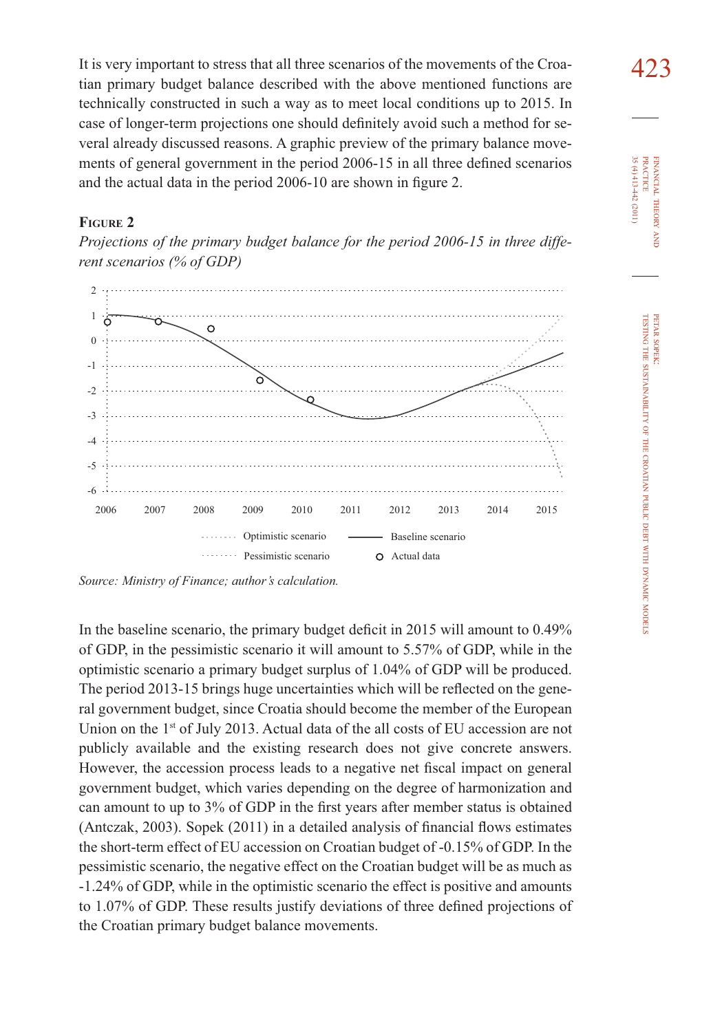It is very important to stress that all three scenarios of the movements of the Croatian primary budget balance described with the above mentioned functions are technically constructed in such a way as to meet local conditions up to 2015. In case of longer-term projections one should definitely avoid such a method for several already discussed reasons. A graphic preview of the primary balance movements of general government in the period 2006-15 in all three defined scenarios and the actual data in the period 2006-10 are shown in figure 2.

**Figure 2**

*Projections of the primary budget balance for the period 2006-15 in three different scenarios (% of GDP)*

*Source: Ministry of Finance; author's calculation.*

In the baseline scenario, the primary budget deficit in 2015 will amount to 0.49% of GDP, in the pessimistic scenario it will amount to 5.57% of GDP, while in the optimistic scenario a primary budget surplus of 1.04% of GDP will be produced. The period 2013-15 brings huge uncertainties which will be reflected on the general government budget, since Croatia should become the member of the European Union on the 1st of July 2013. Actual data of the all costs of EU accession are not publicly available and the existing research does not give concrete answers. However, the accession process leads to a negative net fiscal impact on general government budget, which varies depending on the degree of harmonization and can amount to up to 3% of GDP in the first years after member status is obtained (Antczak, 2003). Sopek (2011) in a detailed analysis of financial flows estimates the short-term effect of EU accession on Croatian budget of -0.15% of GDP. In the pessimistic scenario, the negative effect on the Croatian budget will be as much as -1.24% of GDP, while in the optimistic scenario the effect is positive and amounts to 1.07% of GDP. These results justify deviations of three defined projections of the Croatian primary budget balance movements.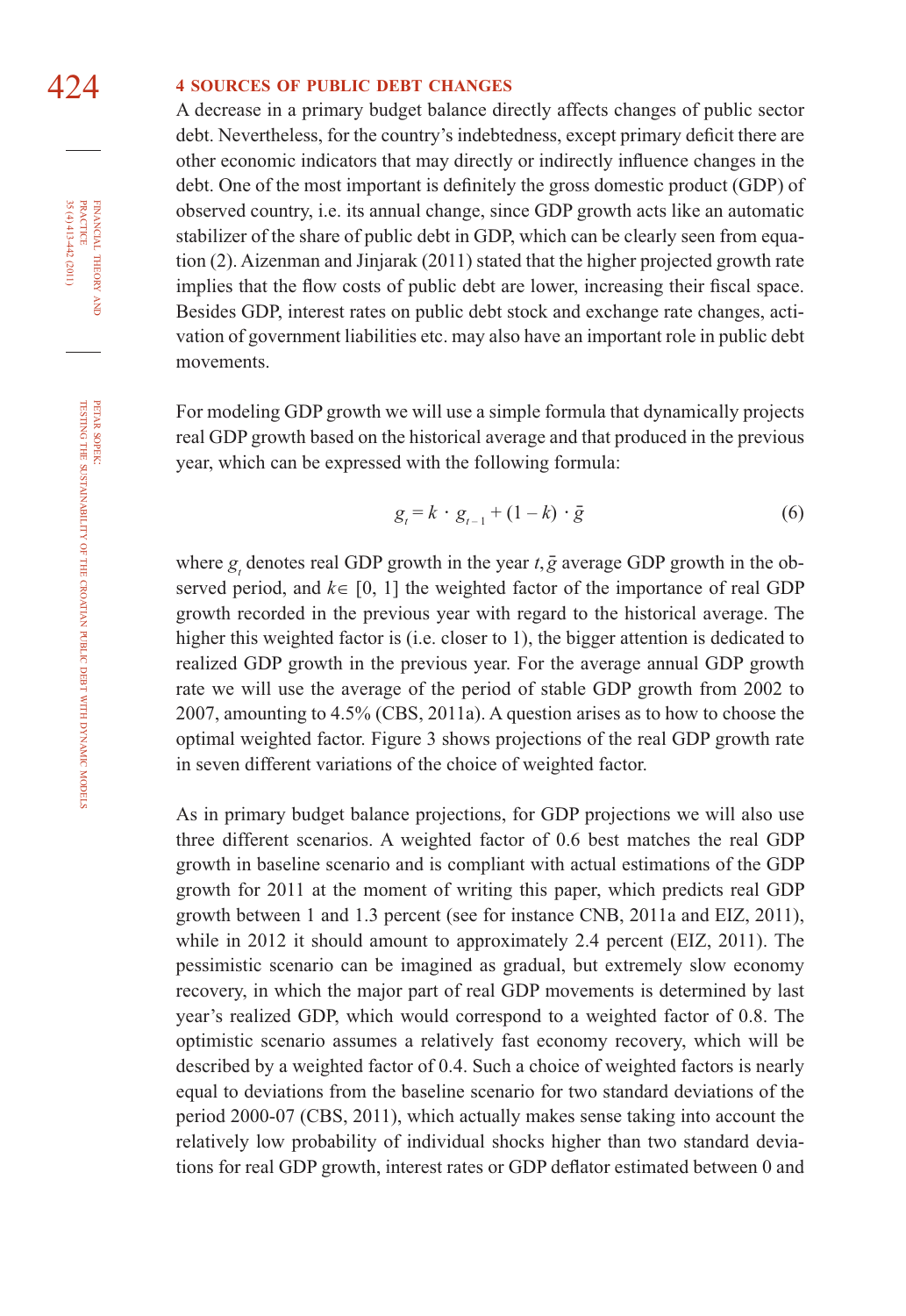## 4 SOURCES OF PUBLIC DEBT CHANGES

A decrease in a primary budget balance directly affects changes of public sector debt. Nevertheless, for the country's indebtedness, except primary deficit there are other economic indicators that may directly or indirectly influence changes in the debt. One of the most important is definitely the gross domestic product (GDP) of observed country, i.e. its annual change, since GDP growth acts like an automatic stabilizer of the share of public debt in GDP, which can be clearly seen from equation (2). Aizenman and Jinjarak (2011) stated that the higher projected growth rate implies that the flow costs of public debt are lower, increasing their fiscal space. Besides GDP, interest rates on public debt stock and exchange rate changes, activation of government liabilities etc. may also have an important role in public debt movements.

For modeling GDP growth we will use a simple formula that dynamically projects real GDP growth based on the historical average and that produced in the previous year, which can be expressed with the following formula:

$$g_t = k \cdot g_{t-1} + (1 - k) \cdot \bar{g} \tag{6}$$

where $g_t$ denotes real GDP growth in the year $t$, $\bar{g}$ average GDP growth in the observed period, and $k \in [0, 1]$ the weighted factor of the importance of real GDP growth recorded in the previous year with regard to the historical average. The higher this weighted factor is (i.e. closer to 1), the bigger attention is dedicated to realized GDP growth in the previous year. For the average annual GDP growth rate we will use the average of the period of stable GDP growth from 2002 to 2007, amounting to 4.5% (CBS, 2011a). A question arises as to how to choose the optimal weighted factor. Figure 3 shows projections of the real GDP growth rate in seven different variations of the choice of weighted factor.

As in primary budget balance projections, for GDP projections we will also use three different scenarios. A weighted factor of 0.6 best matches the real GDP growth in baseline scenario and is compliant with actual estimations of the GDP growth for 2011 at the moment of writing this paper, which predicts real GDP growth between 1 and 1.3 percent (see for instance CNB, 2011a and EIZ, 2011), while in 2012 it should amount to approximately 2.4 percent (EIZ, 2011). The pessimistic scenario can be imagined as gradual, but extremely slow economy recovery, in which the major part of real GDP movements is determined by last year's realized GDP, which would correspond to a weighted factor of 0.8. The optimistic scenario assumes a relatively fast economy recovery, which will be described by a weighted factor of 0.4. Such a choice of weighted factors is nearly equal to deviations from the baseline scenario for two standard deviations of the period 2000-07 (CBS, 2011), which actually makes sense taking into account the relatively low probability of individual shocks higher than two standard deviations for real GDP growth, interest rates or GDP deflator estimated between 0 and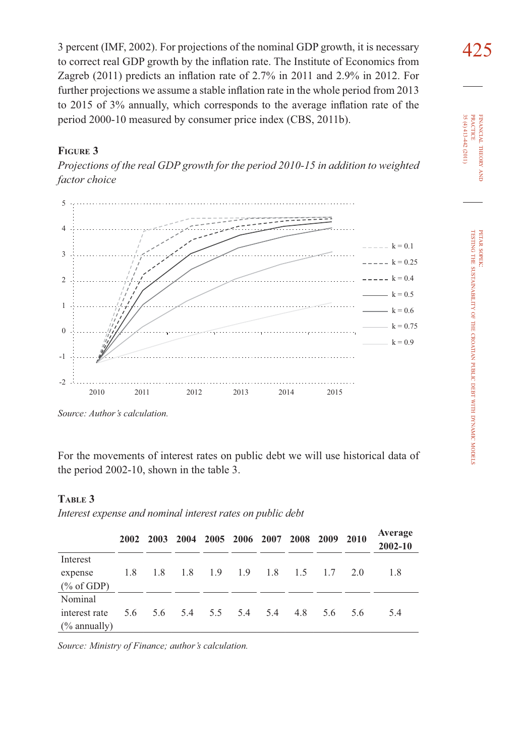3 percent (IMF, 2002). For projections of the nominal GDP growth, it is necessary to correct real GDP growth by the inflation rate. The Institute of Economics from Zagreb (2011) predicts an inflation rate of 2.7% in 2011 and 2.9% in 2012. For further projections we assume a stable inflation rate in the whole period from 2013 to 2015 of 3% annually, which corresponds to the average inflation rate of the period 2000-10 measured by consumer price index (CBS, 2011b).

**Figure 3**

*Projections of the real GDP growth for the period 2010-15 in addition to weighted factor choice*

*Source: Author's calculation.*

For the movements of interest rates on public debt we will use historical data of the period 2002-10, shown in the table 3.

**Table 3**

*Interest expense and nominal interest rates on public debt*

| | 2002 | 2003 | 2004 | 2005 | 2006 | 2007 | 2008 | 2009 | 2010 | Average 2002-10 |
|---|---|---|---|---|---|---|---|---|---|---|
| Interest expense (% of GDP) | 1.8 | 1.8 | 1.8 | 1.9 | 1.9 | 1.8 | 1.5 | 1.7 | 2.0 | 1.8 |
| Nominal interest rate (% annually) | 5.6 | 5.6 | 5.4 | 5.5 | 5.4 | 5.4 | 4.8 | 5.6 | 5.6 | 5.4 |

*Source: Ministry of Finance; author's calculation.*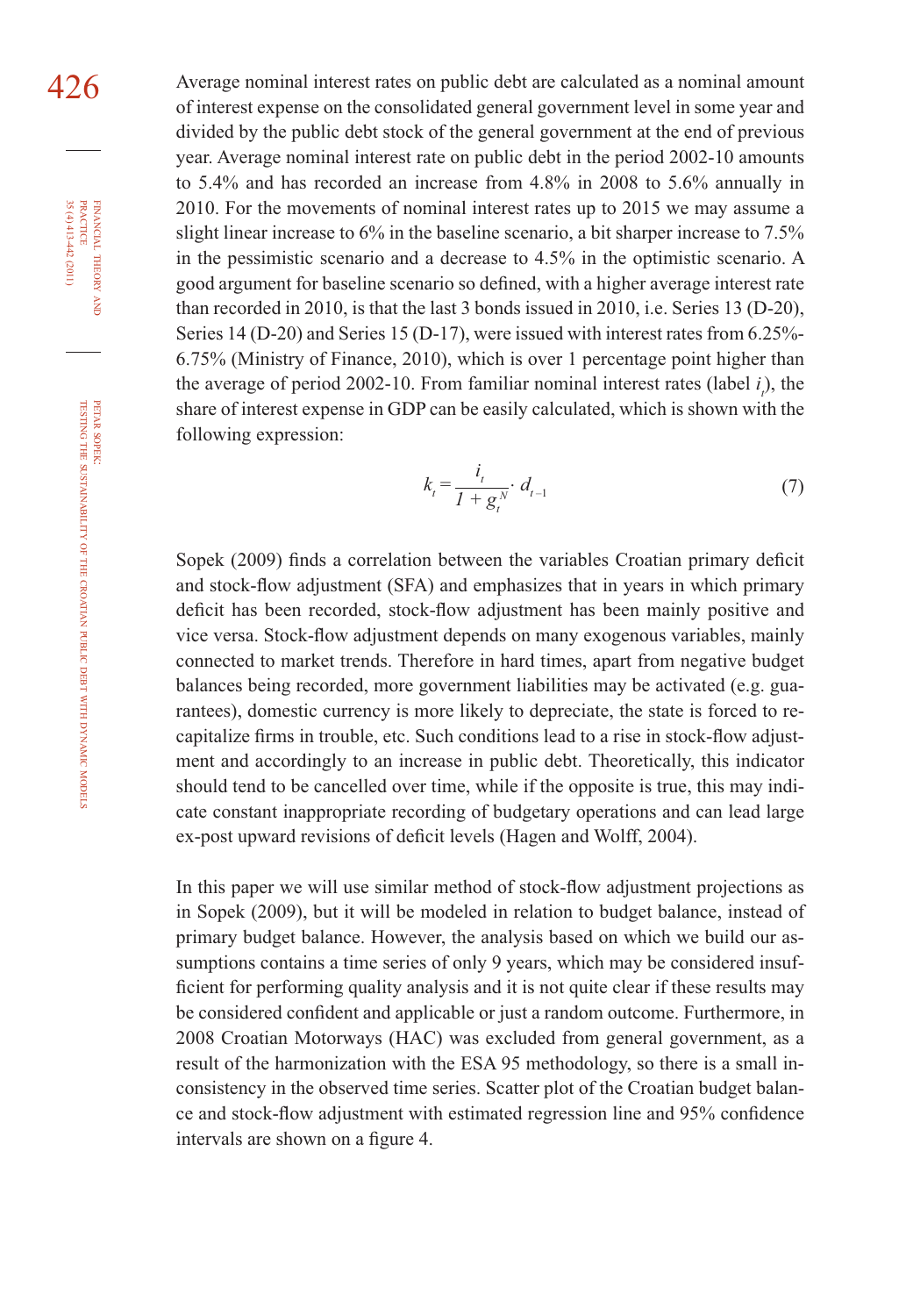Average nominal interest rates on public debt are calculated as a nominal amount of interest expense on the consolidated general government level in some year and divided by the public debt stock of the general government at the end of previous year. Average nominal interest rate on public debt in the period 2002-10 amounts to 5.4% and has recorded an increase from 4.8% in 2008 to 5.6% annually in 2010. For the movements of nominal interest rates up to 2015 we may assume a slight linear increase to 6% in the baseline scenario, a bit sharper increase to 7.5% in the pessimistic scenario and a decrease to 4.5% in the optimistic scenario. A good argument for baseline scenario so defined, with a higher average interest rate than recorded in 2010, is that the last 3 bonds issued in 2010, i.e. Series 13 (D-20), Series 14 (D-20) and Series 15 (D-17), were issued with interest rates from 6.25%-6.75% (Ministry of Finance, 2010), which is over 1 percentage point higher than the average of period 2002-10. From familiar nominal interest rates (label $i_t$), the share of interest expense in GDP can be easily calculated, which is shown with the following expression:

$$k_t = \frac{i_t}{1 + g_t^N} \cdot d_{t-1} \tag{7}$$

Sopek (2009) finds a correlation between the variables Croatian primary deficit and stock-flow adjustment (SFA) and emphasizes that in years in which primary deficit has been recorded, stock-flow adjustment has been mainly positive and vice versa. Stock-flow adjustment depends on many exogenous variables, mainly connected to market trends. Therefore in hard times, apart from negative budget balances being recorded, more government liabilities may be activated (e.g. guarantees), domestic currency is more likely to depreciate, the state is forced to recapitalize firms in trouble, etc. Such conditions lead to a rise in stock-flow adjustment and accordingly to an increase in public debt. Theoretically, this indicator should tend to be cancelled over time, while if the opposite is true, this may indicate constant inappropriate recording of budgetary operations and can lead large ex-post upward revisions of deficit levels (Hagen and Wolff, 2004).

In this paper we will use similar method of stock-flow adjustment projections as in Sopek (2009), but it will be modeled in relation to budget balance, instead of primary budget balance. However, the analysis based on which we build our assumptions contains a time series of only 9 years, which may be considered insufficient for performing quality analysis and it is not quite clear if these results may be considered confident and applicable or just a random outcome. Furthermore, in 2008 Croatian Motorways (HAC) was excluded from general government, as a result of the harmonization with the ESA 95 methodology, so there is a small inconsistency in the observed time series. Scatter plot of the Croatian budget balance and stock-flow adjustment with estimated regression line and 95% confidence intervals are shown on a figure 4.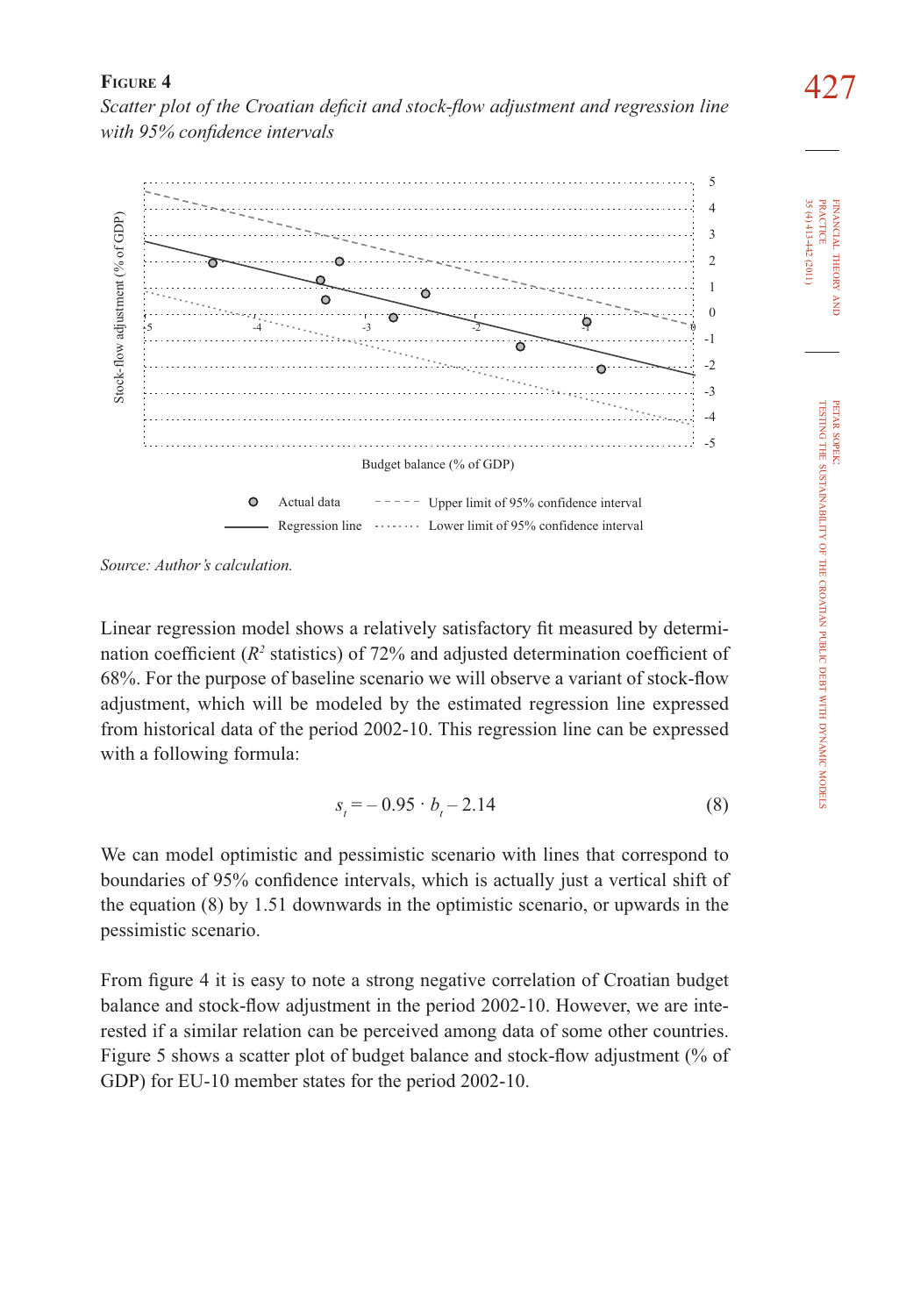**Figure 4**

*Scatter plot of the Croatian deficit and stock-flow adjustment and regression line with 95% confidence intervals*

Source: Author's calculation.

Linear regression model shows a relatively satisfactory fit measured by determination coefficient ($R^2$ statistics) of 72% and adjusted determination coefficient of 68%. For the purpose of baseline scenario we will observe a variant of stock-flow adjustment, which will be modeled by the estimated regression line expressed from historical data of the period 2002-10. This regression line can be expressed with a following formula:

$$s_t = -0.95 \cdot b_t - 2.14 \tag{8}$$

We can model optimistic and pessimistic scenario with lines that correspond to boundaries of 95% confidence intervals, which is actually just a vertical shift of the equation (8) by 1.51 downwards in the optimistic scenario, or upwards in the pessimistic scenario.

From figure 4 it is easy to note a strong negative correlation of Croatian budget balance and stock-flow adjustment in the period 2002-10. However, we are interested if a similar relation can be perceived among data of some other countries. Figure 5 shows a scatter plot of budget balance and stock-flow adjustment (% of GDP) for EU-10 member states for the period 2002-10.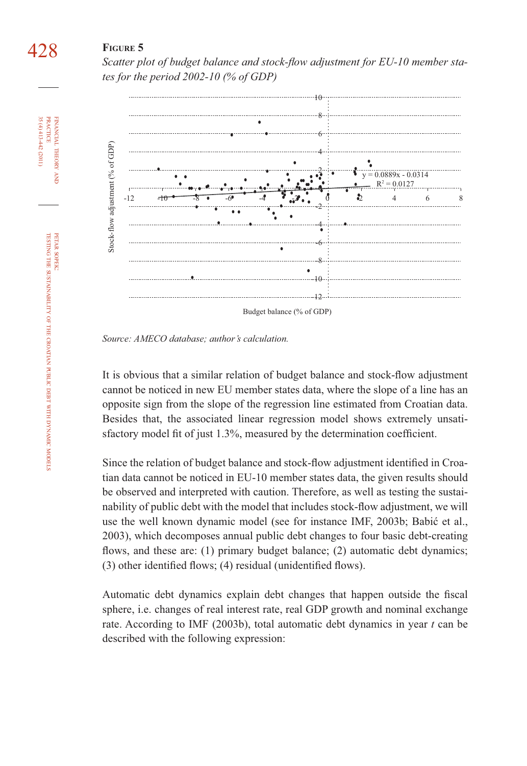**Figure 5**

*Scatter plot of budget balance and stock-flow adjustment for EU-10 member states for the period 2002-10 (% of GDP)*

*Source: AMECO database; author's calculation.*

It is obvious that a similar relation of budget balance and stock-flow adjustment cannot be noticed in new EU member states data, where the slope of a line has an opposite sign from the slope of the regression line estimated from Croatian data. Besides that, the associated linear regression model shows extremely unsatisfactory model fit of just 1.3%, measured by the determination coefficient.

Since the relation of budget balance and stock-flow adjustment identified in Croatian data cannot be noticed in EU-10 member states data, the given results should be observed and interpreted with caution. Therefore, as well as testing the sustainability of public debt with the model that includes stock-flow adjustment, we will use the well known dynamic model (see for instance IMF, 2003b; Babić et al., 2003), which decomposes annual public debt changes to four basic debt-creating flows, and these are: (1) primary budget balance; (2) automatic debt dynamics; (3) other identified flows; (4) residual (unidentified flows).

Automatic debt dynamics explain debt changes that happen outside the fiscal sphere, i.e. changes of real interest rate, real GDP growth and nominal exchange rate. According to IMF (2003b), total automatic debt dynamics in year $t$ can be described with the following expression: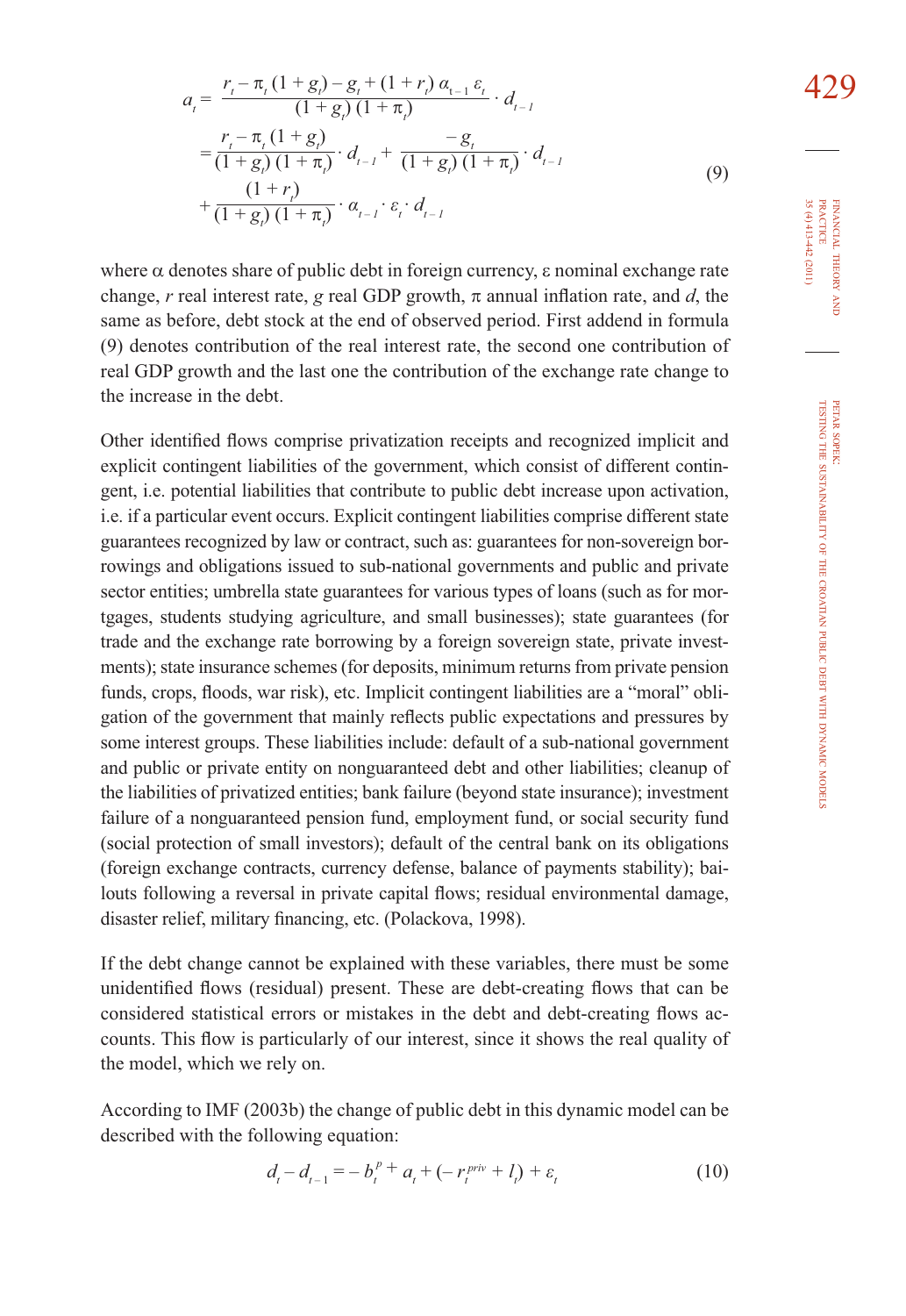$$
\begin{aligned}
a_t &= \frac{r_t - \pi_t (1 + g_t) - g_t + (1 + r_t)\, \alpha_{t-1}\, \varepsilon_t}{(1 + g_t)(1 + \pi_t)} \cdot d_{t-1} \\
&= \frac{r_t - \pi_t (1 + g_t)}{(1 + g_t)(1 + \pi_t)} \cdot d_{t-1} + \frac{-g_t}{(1 + g_t)(1 + \pi_t)} \cdot d_{t-1} \\
&+ \frac{(1 + r_t)}{(1 + g_t)(1 + \pi_t)} \cdot \alpha_{t-1} \cdot \varepsilon_t \cdot d_{t-1}
\end{aligned}
\tag{9}
$$

where $\alpha$ denotes share of public debt in foreign currency, $\varepsilon$ nominal exchange rate change, $r$ real interest rate, $g$ real GDP growth, $\pi$ annual inflation rate, and $d$, the same as before, debt stock at the end of observed period. First addend in formula (9) denotes contribution of the real interest rate, the second one contribution of real GDP growth and the last one the contribution of the exchange rate change to the increase in the debt.

Other identified flows comprise privatization receipts and recognized implicit and explicit contingent liabilities of the government, which consist of different contingent, i.e. potential liabilities that contribute to public debt increase upon activation, i.e. if a particular event occurs. Explicit contingent liabilities comprise different state guarantees recognized by law or contract, such as: guarantees for non-sovereign borrowings and obligations issued to sub-national governments and public and private sector entities; umbrella state guarantees for various types of loans (such as for mortgages, students studying agriculture, and small businesses); state guarantees (for trade and the exchange rate borrowing by a foreign sovereign state, private investments); state insurance schemes (for deposits, minimum returns from private pension funds, crops, floods, war risk), etc. Implicit contingent liabilities are a "moral" obligation of the government that mainly reflects public expectations and pressures by some interest groups. These liabilities include: default of a sub-national government and public or private entity on nonguaranteed debt and other liabilities; cleanup of the liabilities of privatized entities; bank failure (beyond state insurance); investment failure of a nonguaranteed pension fund, employment fund, or social security fund (social protection of small investors); default of the central bank on its obligations (foreign exchange contracts, currency defense, balance of payments stability); bailouts following a reversal in private capital flows; residual environmental damage, disaster relief, military financing, etc. (Polackova, 1998).

If the debt change cannot be explained with these variables, there must be some unidentified flows (residual) present. These are debt-creating flows that can be considered statistical errors or mistakes in the debt and debt-creating flows accounts. This flow is particularly of our interest, since it shows the real quality of the model, which we rely on.

According to IMF (2003b) the change of public debt in this dynamic model can be described with the following equation:

$$
d_t - d_{t-1} = -b_t^p + a_t + (-r_t^{priv} + l_t) + \varepsilon_t \tag{10}
$$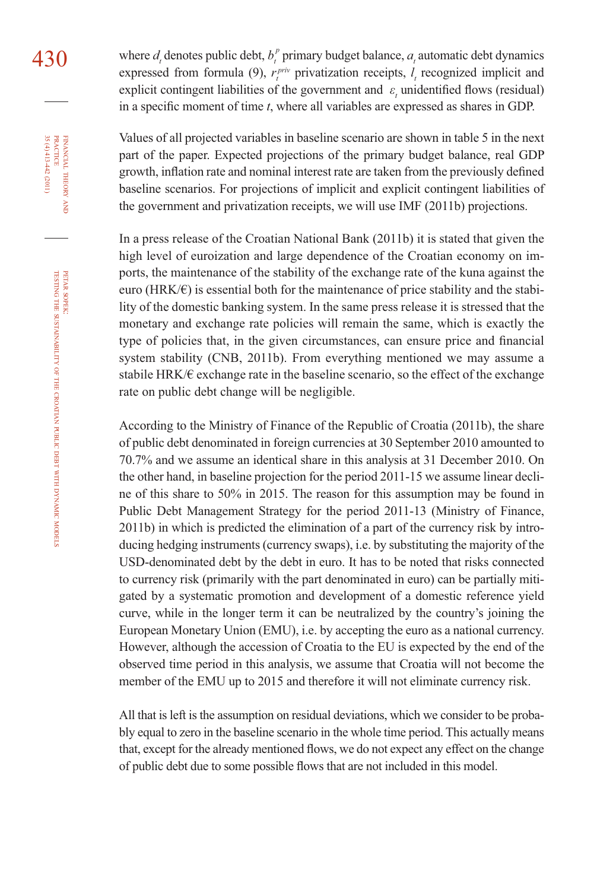where $d_t$ denotes public debt, $b_t^p$ primary budget balance, $a_t$ automatic debt dynamics expressed from formula (9), $r_t^{priv}$ privatization receipts, $l_t$ recognized implicit and explicit contingent liabilities of the government and $\varepsilon_t$ unidentified flows (residual) in a specific moment of time *t*, where all variables are expressed as shares in GDP.

Values of all projected variables in baseline scenario are shown in table 5 in the next part of the paper. Expected projections of the primary budget balance, real GDP growth, inflation rate and nominal interest rate are taken from the previously defined baseline scenarios. For projections of implicit and explicit contingent liabilities of the government and privatization receipts, we will use IMF (2011b) projections.

In a press release of the Croatian National Bank (2011b) it is stated that given the high level of euroization and large dependence of the Croatian economy on imports, the maintenance of the stability of the exchange rate of the kuna against the euro (HRK/€) is essential both for the maintenance of price stability and the stability of the domestic banking system. In the same press release it is stressed that the monetary and exchange rate policies will remain the same, which is exactly the type of policies that, in the given circumstances, can ensure price and financial system stability (CNB, 2011b). From everything mentioned we may assume a stabile HRK/€ exchange rate in the baseline scenario, so the effect of the exchange rate on public debt change will be negligible.

According to the Ministry of Finance of the Republic of Croatia (2011b), the share of public debt denominated in foreign currencies at 30 September 2010 amounted to 70.7% and we assume an identical share in this analysis at 31 December 2010. On the other hand, in baseline projection for the period 2011-15 we assume linear decline of this share to 50% in 2015. The reason for this assumption may be found in Public Debt Management Strategy for the period 2011-13 (Ministry of Finance, 2011b) in which is predicted the elimination of a part of the currency risk by introducing hedging instruments (currency swaps), i.e. by substituting the majority of the USD-denominated debt by the debt in euro. It has to be noted that risks connected to currency risk (primarily with the part denominated in euro) can be partially mitigated by a systematic promotion and development of a domestic reference yield curve, while in the longer term it can be neutralized by the country's joining the European Monetary Union (EMU), i.e. by accepting the euro as a national currency. However, although the accession of Croatia to the EU is expected by the end of the observed time period in this analysis, we assume that Croatia will not become the member of the EMU up to 2015 and therefore it will not eliminate currency risk.

All that is left is the assumption on residual deviations, which we consider to be probably equal to zero in the baseline scenario in the whole time period. This actually means that, except for the already mentioned flows, we do not expect any effect on the change of public debt due to some possible flows that are not included in this model.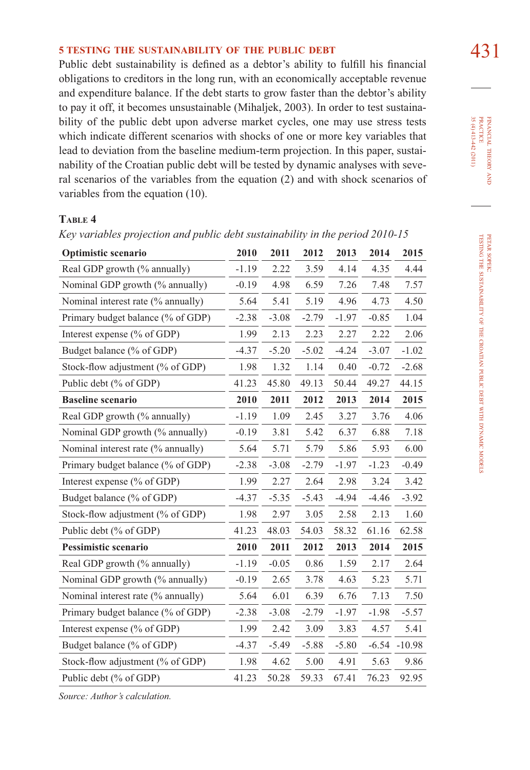## 5 TESTING THE SUSTAINABILITY OF THE PUBLIC DEBT

Public debt sustainability is defined as a debtor's ability to fulfill his financial obligations to creditors in the long run, with an economically acceptable revenue and expenditure balance. If the debt starts to grow faster than the debtor's ability to pay it off, it becomes unsustainable (Mihaljek, 2003). In order to test sustainability of the public debt upon adverse market cycles, one may use stress tests which indicate different scenarios with shocks of one or more key variables that lead to deviation from the baseline medium-term projection. In this paper, sustainability of the Croatian public debt will be tested by dynamic analyses with several scenarios of the variables from the equation (2) and with shock scenarios of variables from the equation (10).

**Table 4**

*Key variables projection and public debt sustainability in the period 2010-15*

| **Optimistic scenario** | **2010** | **2011** | **2012** | **2013** | **2014** | **2015** |
|---|---|---|---|---|---|---|
| Real GDP growth (% annually) | -1.19 | 2.22 | 3.59 | 4.14 | 4.35 | 4.44 |
| Nominal GDP growth (% annually) | -0.19 | 4.98 | 6.59 | 7.26 | 7.48 | 7.57 |
| Nominal interest rate (% annually) | 5.64 | 5.41 | 5.19 | 4.96 | 4.73 | 4.50 |
| Primary budget balance (% of GDP) | -2.38 | -3.08 | -2.79 | -1.97 | -0.85 | 1.04 |
| Interest expense (% of GDP) | 1.99 | 2.13 | 2.23 | 2.27 | 2.22 | 2.06 |
| Budget balance (% of GDP) | -4.37 | -5.20 | -5.02 | -4.24 | -3.07 | -1.02 |
| Stock-flow adjustment (% of GDP) | 1.98 | 1.32 | 1.14 | 0.40 | -0.72 | -2.68 |
| Public debt (% of GDP) | 41.23 | 45.80 | 49.13 | 50.44 | 49.27 | 44.15 |
| **Baseline scenario** | **2010** | **2011** | **2012** | **2013** | **2014** | **2015** |
| Real GDP growth (% annually) | -1.19 | 1.09 | 2.45 | 3.27 | 3.76 | 4.06 |
| Nominal GDP growth (% annually) | -0.19 | 3.81 | 5.42 | 6.37 | 6.88 | 7.18 |
| Nominal interest rate (% annually) | 5.64 | 5.71 | 5.79 | 5.86 | 5.93 | 6.00 |
| Primary budget balance (% of GDP) | -2.38 | -3.08 | -2.79 | -1.97 | -1.23 | -0.49 |
| Interest expense (% of GDP) | 1.99 | 2.27 | 2.64 | 2.98 | 3.24 | 3.42 |
| Budget balance (% of GDP) | -4.37 | -5.35 | -5.43 | -4.94 | -4.46 | -3.92 |
| Stock-flow adjustment (% of GDP) | 1.98 | 2.97 | 3.05 | 2.58 | 2.13 | 1.60 |
| Public debt (% of GDP) | 41.23 | 48.03 | 54.03 | 58.32 | 61.16 | 62.58 |
| **Pessimistic scenario** | **2010** | **2011** | **2012** | **2013** | **2014** | **2015** |
| Real GDP growth (% annually) | -1.19 | -0.05 | 0.86 | 1.59 | 2.17 | 2.64 |
| Nominal GDP growth (% annually) | -0.19 | 2.65 | 3.78 | 4.63 | 5.23 | 5.71 |
| Nominal interest rate (% annually) | 5.64 | 6.01 | 6.39 | 6.76 | 7.13 | 7.50 |
| Primary budget balance (% of GDP) | -2.38 | -3.08 | -2.79 | -1.97 | -1.98 | -5.57 |
| Interest expense (% of GDP) | 1.99 | 2.42 | 3.09 | 3.83 | 4.57 | 5.41 |
| Budget balance (% of GDP) | -4.37 | -5.49 | -5.88 | -5.80 | -6.54 | -10.98 |
| Stock-flow adjustment (% of GDP) | 1.98 | 4.62 | 5.00 | 4.91 | 5.63 | 9.86 |
| Public debt (% of GDP) | 41.23 | 50.28 | 59.33 | 67.41 | 76.23 | 92.95 |

*Source: Author's calculation.*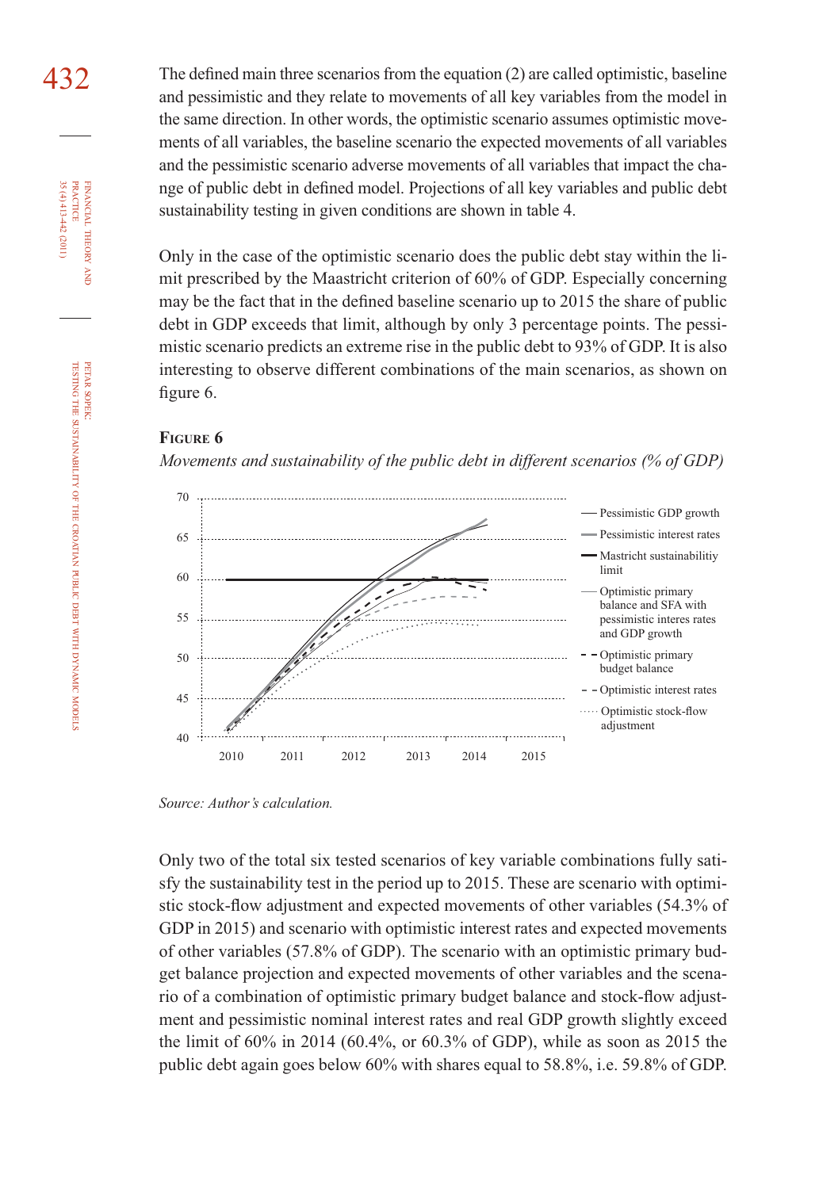The defined main three scenarios from the equation (2) are called optimistic, baseline and pessimistic and they relate to movements of all key variables from the model in the same direction. In other words, the optimistic scenario assumes optimistic movements of all variables, the baseline scenario the expected movements of all variables and the pessimistic scenario adverse movements of all variables that impact the change of public debt in defined model. Projections of all key variables and public debt sustainability testing in given conditions are shown in table 4.

Only in the case of the optimistic scenario does the public debt stay within the limit prescribed by the Maastricht criterion of 60% of GDP. Especially concerning may be the fact that in the defined baseline scenario up to 2015 the share of public debt in GDP exceeds that limit, although by only 3 percentage points. The pessimistic scenario predicts an extreme rise in the public debt to 93% of GDP. It is also interesting to observe different combinations of the main scenarios, as shown on figure 6.

**Figure 6**

*Movements and sustainability of the public debt in different scenarios (% of GDP)*

*Source: Author's calculation.*

Only two of the total six tested scenarios of key variable combinations fully satisfy the sustainability test in the period up to 2015. These are scenario with optimistic stock-flow adjustment and expected movements of other variables (54.3% of GDP in 2015) and scenario with optimistic interest rates and expected movements of other variables (57.8% of GDP). The scenario with an optimistic primary budget balance projection and expected movements of other variables and the scenario of a combination of optimistic primary budget balance and stock-flow adjustment and pessimistic nominal interest rates and real GDP growth slightly exceed the limit of 60% in 2014 (60.4%, or 60.3% of GDP), while as soon as 2015 the public debt again goes below 60% with shares equal to 58.8%, i.e. 59.8% of GDP.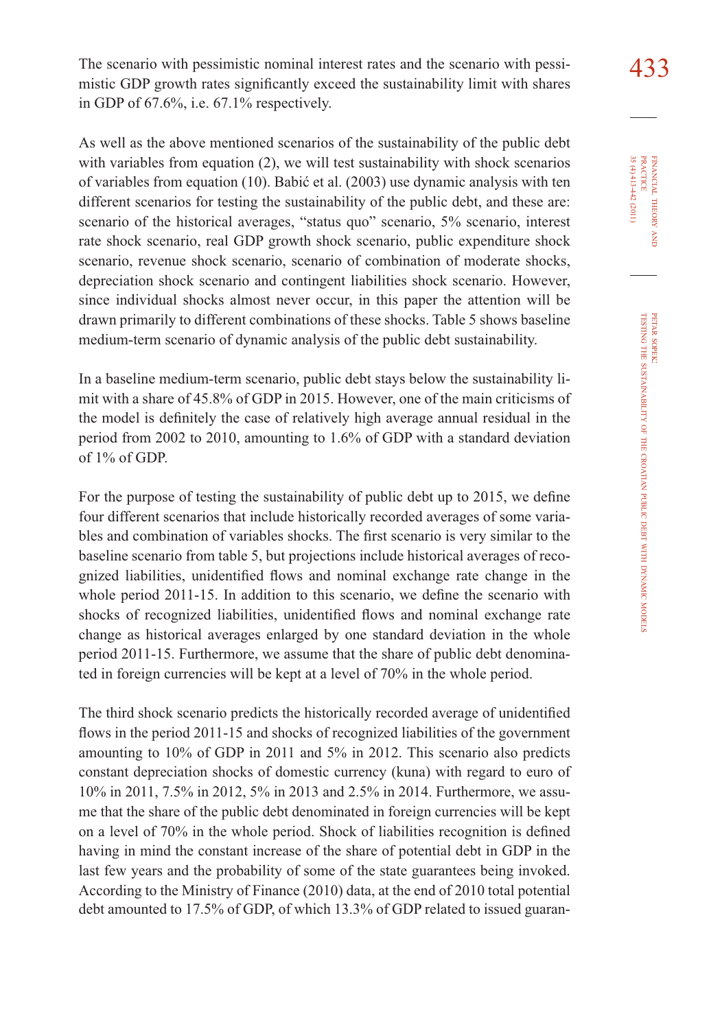The scenario with pessimistic nominal interest rates and the scenario with pessimistic GDP growth rates significantly exceed the sustainability limit with shares in GDP of 67.6%, i.e. 67.1% respectively.

As well as the above mentioned scenarios of the sustainability of the public debt with variables from equation (2), we will test sustainability with shock scenarios of variables from equation (10). Babić et al. (2003) use dynamic analysis with ten different scenarios for testing the sustainability of the public debt, and these are: scenario of the historical averages, "status quo" scenario, 5% scenario, interest rate shock scenario, real GDP growth shock scenario, public expenditure shock scenario, revenue shock scenario, scenario of combination of moderate shocks, depreciation shock scenario and contingent liabilities shock scenario. However, since individual shocks almost never occur, in this paper the attention will be drawn primarily to different combinations of these shocks. Table 5 shows baseline medium-term scenario of dynamic analysis of the public debt sustainability.

In a baseline medium-term scenario, public debt stays below the sustainability limit with a share of 45.8% of GDP in 2015. However, one of the main criticisms of the model is definitely the case of relatively high average annual residual in the period from 2002 to 2010, amounting to 1.6% of GDP with a standard deviation of 1% of GDP.

For the purpose of testing the sustainability of public debt up to 2015, we define four different scenarios that include historically recorded averages of some variables and combination of variables shocks. The first scenario is very similar to the baseline scenario from table 5, but projections include historical averages of recognized liabilities, unidentified flows and nominal exchange rate change in the whole period 2011-15. In addition to this scenario, we define the scenario with shocks of recognized liabilities, unidentified flows and nominal exchange rate change as historical averages enlarged by one standard deviation in the whole period 2011-15. Furthermore, we assume that the share of public debt denominated in foreign currencies will be kept at a level of 70% in the whole period.

The third shock scenario predicts the historically recorded average of unidentified flows in the period 2011-15 and shocks of recognized liabilities of the government amounting to 10% of GDP in 2011 and 5% in 2012. This scenario also predicts constant depreciation shocks of domestic currency (kuna) with regard to euro of 10% in 2011, 7.5% in 2012, 5% in 2013 and 2.5% in 2014. Furthermore, we assume that the share of the public debt denominated in foreign currencies will be kept on a level of 70% in the whole period. Shock of liabilities recognition is defined having in mind the constant increase of the share of potential debt in GDP in the last few years and the probability of some of the state guarantees being invoked. According to the Ministry of Finance (2010) data, at the end of 2010 total potential debt amounted to 17.5% of GDP, of which 13.3% of GDP related to issued guaran-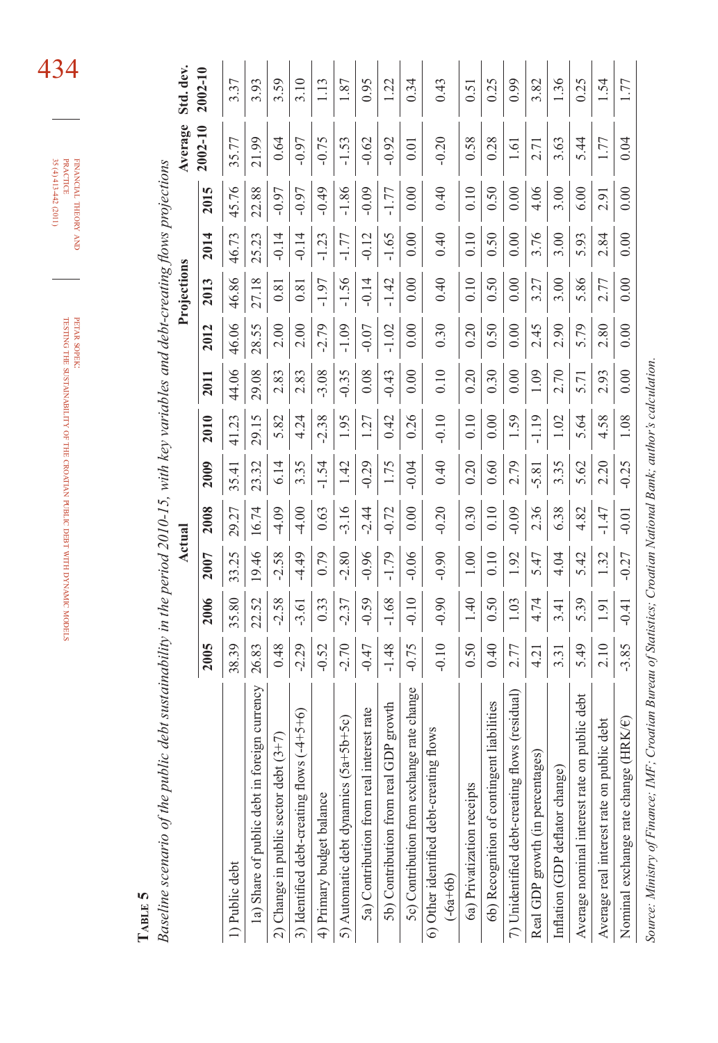**Table 5**

*Baseline scenario of the public debt sustainability in the period 2010-15, with key variables and debt-creating flows projections*

| | Actual | | | | | | Projections | | | | | Average | Std. dev. |
|---|---|---|---|---|---|---|---|---|---|---|---|---|---|
| | 2005 | 2006 | 2007 | 2008 | 2009 | 2010 | 2011 | 2012 | 2013 | 2014 | 2015 | 2002-10 | 2002-10 |
| 1) Public debt | 38.39 | 35.80 | 33.25 | 29.27 | 35.41 | 41.23 | 44.06 | 46.06 | 46.86 | 46.73 | 45.76 | 35.77 | 3.37 |
| 1a) Share of public debt in foreign currency | 26.83 | 22.52 | 19.46 | 16.74 | 23.32 | 29.15 | 29.08 | 28.55 | 27.18 | 25.23 | 22.88 | 21.99 | 3.93 |
| 2) Change in public sector debt (3+7) | 0.48 | -2.58 | -2.58 | -4.09 | 6.14 | 5.82 | 2.83 | 2.00 | 0.81 | -0.14 | -0.97 | 0.64 | 3.59 |
| 3) Identified debt-creating flows (-4+5+6) | -2.29 | -3.61 | -4.49 | -4.00 | 3.35 | 4.24 | 2.83 | 2.00 | 0.81 | -0.14 | -0.97 | -0.97 | 3.10 |
| 4) Primary budget balance | -0.52 | 0.33 | 0.79 | 0.63 | -1.54 | -2.38 | -3.08 | -2.79 | -1.97 | -1.23 | -0.49 | -0.75 | 1.13 |
| 5) Automatic debt dynamics (5a+5b+5c) | -2.70 | -2.37 | -2.80 | -3.16 | 1.42 | 1.95 | -0.35 | -1.09 | -1.56 | -1.77 | -1.86 | -1.53 | 1.87 |
| 5a) Contribution from real interest rate | -0.47 | -0.59 | -0.96 | -2.44 | -0.29 | 1.27 | 0.08 | -0.07 | -0.14 | -0.12 | -0.09 | -0.62 | 0.95 |
| 5b) Contribution from real GDP growth | -1.48 | -1.68 | -1.79 | -0.72 | 1.75 | 0.42 | -0.43 | -1.02 | -1.42 | -1.65 | -1.77 | -0.92 | 1.22 |
| 5c) Contribution from exchange rate change | -0.75 | -0.10 | -0.06 | 0.00 | -0.04 | 0.26 | 0.00 | 0.00 | 0.00 | 0.00 | 0.00 | 0.01 | 0.34 |
| 6) Other identified debt-creating flows (-6a+6b) | -0.10 | -0.90 | -0.90 | -0.20 | 0.40 | -0.10 | 0.10 | 0.30 | 0.40 | 0.40 | 0.40 | -0.20 | 0.43 |
| 6a) Privatization receipts | 0.50 | 1.40 | 1.00 | 0.30 | 0.20 | 0.10 | 0.20 | 0.20 | 0.10 | 0.10 | 0.10 | 0.58 | 0.51 |
| 6b) Recognition of contingent liabilities | 0.40 | 0.50 | 0.10 | 0.10 | 0.60 | 0.00 | 0.30 | 0.50 | 0.50 | 0.50 | 0.50 | 0.28 | 0.25 |
| 7) Unidentified debt-creating flows (residual) | 2.77 | 1.03 | 1.92 | -0.09 | 2.79 | 1.59 | 0.00 | 0.00 | 0.00 | 0.00 | 0.00 | 1.61 | 0.99 |
| Real GDP growth (in percentages) | 4.21 | 4.74 | 5.47 | 2.36 | -5.81 | -1.19 | 1.09 | 2.45 | 3.27 | 3.76 | 4.06 | 2.71 | 3.82 |
| Inflation (GDP deflator change) | 3.31 | 3.41 | 4.04 | 6.38 | 3.35 | 1.02 | 2.70 | 2.90 | 3.00 | 3.00 | 3.00 | 3.63 | 1.36 |
| Average nominal interest rate on public debt | 5.49 | 5.39 | 5.42 | 4.82 | 5.62 | 5.64 | 5.71 | 5.79 | 5.86 | 5.93 | 6.00 | 5.44 | 0.25 |
| Average real interest rate on public debt | 2.10 | 1.91 | 1.32 | -1.47 | 2.20 | 4.58 | 2.93 | 2.80 | 2.77 | 2.84 | 2.91 | 1.77 | 1.54 |
| Nominal exchange rate change (HRK/€) | -3.85 | -0.41 | -0.27 | -0.01 | -0.25 | 1.08 | 0.00 | 0.00 | 0.00 | 0.00 | 0.00 | 0.04 | 1.77 |

*Source: Ministry of Finance; Croatian Bureau of Statistics; IMF; Croatian National Bank; author's calculation.*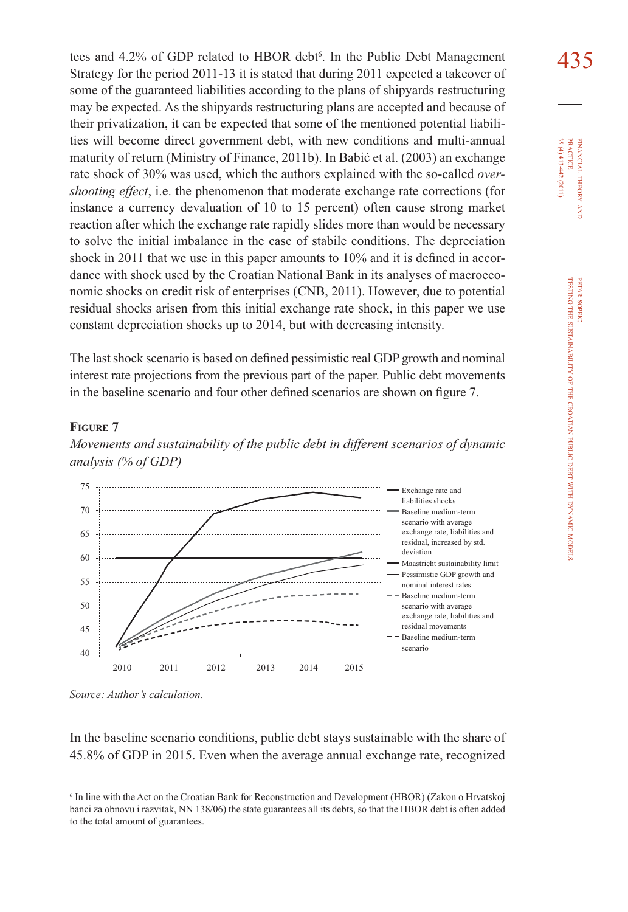tees and 4.2% of GDP related to HBOR debt[6]. In the Public Debt Management Strategy for the period 2011-13 it is stated that during 2011 expected a takeover of some of the guaranteed liabilities according to the plans of shipyards restructuring may be expected. As the shipyards restructuring plans are accepted and because of their privatization, it can be expected that some of the mentioned potential liabilities will become direct government debt, with new conditions and multi-annual maturity of return (Ministry of Finance, 2011b). In Babić et al. (2003) an exchange rate shock of 30% was used, which the authors explained with the so-called *overshooting effect*, i.e. the phenomenon that moderate exchange rate corrections (for instance a currency devaluation of 10 to 15 percent) often cause strong market reaction after which the exchange rate rapidly slides more than would be necessary to solve the initial imbalance in the case of stabile conditions. The depreciation shock in 2011 that we use in this paper amounts to 10% and it is defined in accordance with shock used by the Croatian National Bank in its analyses of macroeconomic shocks on credit risk of enterprises (CNB, 2011). However, due to potential residual shocks arisen from this initial exchange rate shock, in this paper we use constant depreciation shocks up to 2014, but with decreasing intensity.

The last shock scenario is based on defined pessimistic real GDP growth and nominal interest rate projections from the previous part of the paper. Public debt movements in the baseline scenario and four other defined scenarios are shown on figure 7.

**Figure 7**

*Movements and sustainability of the public debt in different scenarios of dynamic analysis (% of GDP)*

*Source: Author's calculation.*

In the baseline scenario conditions, public debt stays sustainable with the share of 45.8% of GDP in 2015. Even when the average annual exchange rate, recognized

---

[6] In line with the Act on the Croatian Bank for Reconstruction and Development (HBOR) (Zakon o Hrvatskoj banci za obnovu i razvitak, NN 138/06) the state guarantees all its debts, so that the HBOR debt is often added to the total amount of guarantees.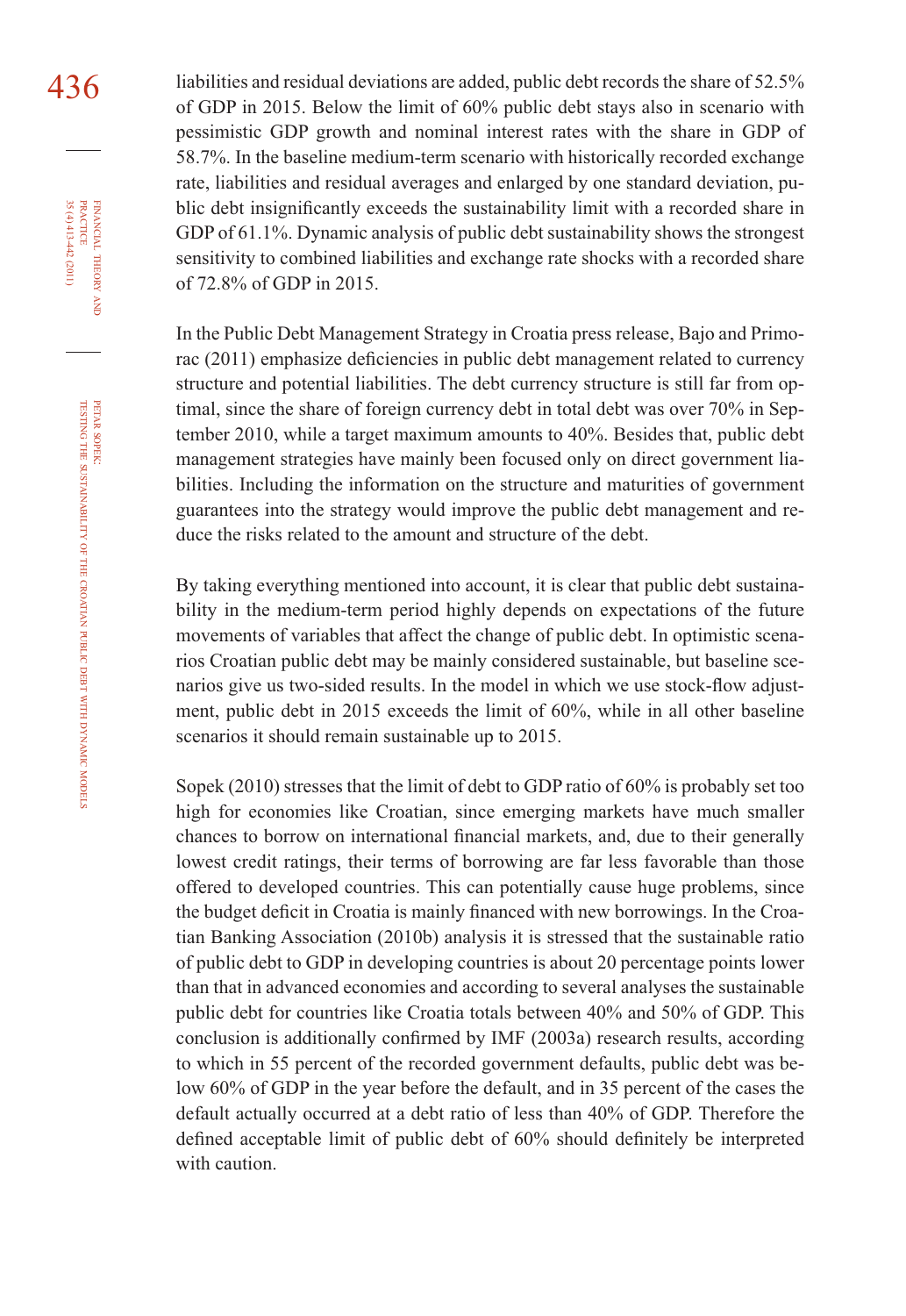liabilities and residual deviations are added, public debt records the share of 52.5% of GDP in 2015. Below the limit of 60% public debt stays also in scenario with pessimistic GDP growth and nominal interest rates with the share in GDP of 58.7%. In the baseline medium-term scenario with historically recorded exchange rate, liabilities and residual averages and enlarged by one standard deviation, public debt insignificantly exceeds the sustainability limit with a recorded share in GDP of 61.1%. Dynamic analysis of public debt sustainability shows the strongest sensitivity to combined liabilities and exchange rate shocks with a recorded share of 72.8% of GDP in 2015.

In the Public Debt Management Strategy in Croatia press release, Bajo and Primorac (2011) emphasize deficiencies in public debt management related to currency structure and potential liabilities. The debt currency structure is still far from optimal, since the share of foreign currency debt in total debt was over 70% in September 2010, while a target maximum amounts to 40%. Besides that, public debt management strategies have mainly been focused only on direct government liabilities. Including the information on the structure and maturities of government guarantees into the strategy would improve the public debt management and reduce the risks related to the amount and structure of the debt.

By taking everything mentioned into account, it is clear that public debt sustainability in the medium-term period highly depends on expectations of the future movements of variables that affect the change of public debt. In optimistic scenarios Croatian public debt may be mainly considered sustainable, but baseline scenarios give us two-sided results. In the model in which we use stock-flow adjustment, public debt in 2015 exceeds the limit of 60%, while in all other baseline scenarios it should remain sustainable up to 2015.

Sopek (2010) stresses that the limit of debt to GDP ratio of 60% is probably set too high for economies like Croatian, since emerging markets have much smaller chances to borrow on international financial markets, and, due to their generally lowest credit ratings, their terms of borrowing are far less favorable than those offered to developed countries. This can potentially cause huge problems, since the budget deficit in Croatia is mainly financed with new borrowings. In the Croatian Banking Association (2010b) analysis it is stressed that the sustainable ratio of public debt to GDP in developing countries is about 20 percentage points lower than that in advanced economies and according to several analyses the sustainable public debt for countries like Croatia totals between 40% and 50% of GDP. This conclusion is additionally confirmed by IMF (2003a) research results, according to which in 55 percent of the recorded government defaults, public debt was below 60% of GDP in the year before the default, and in 35 percent of the cases the default actually occurred at a debt ratio of less than 40% of GDP. Therefore the defined acceptable limit of public debt of 60% should definitely be interpreted with caution.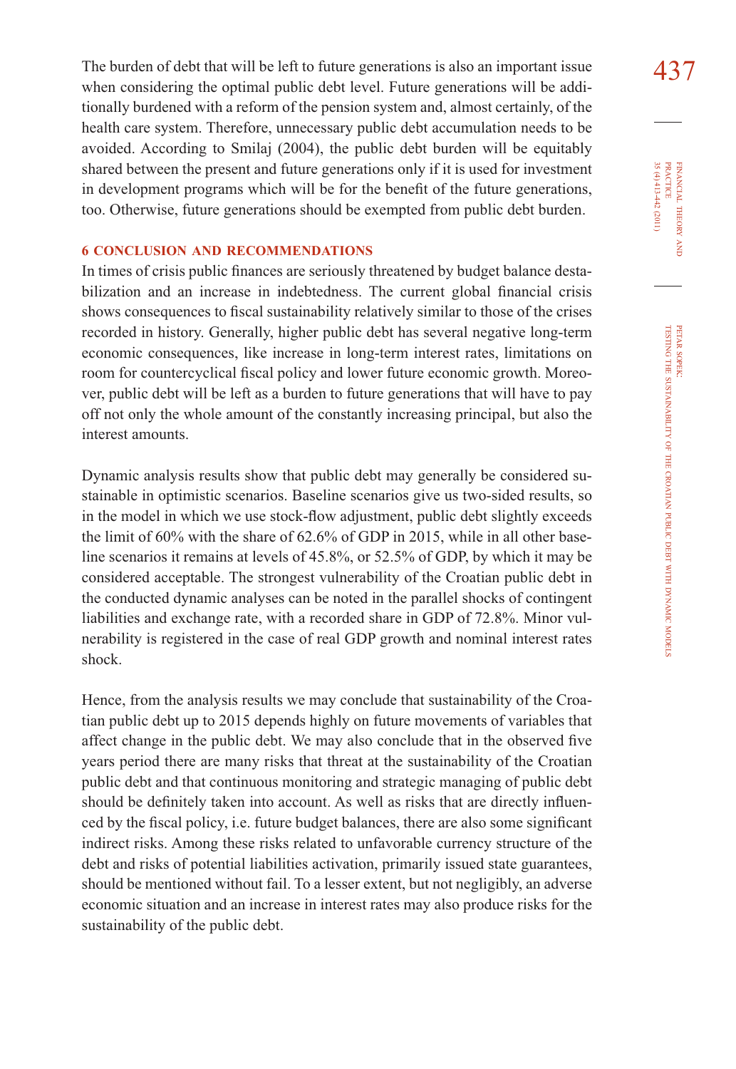The burden of debt that will be left to future generations is also an important issue when considering the optimal public debt level. Future generations will be additionally burdened with a reform of the pension system and, almost certainly, of the health care system. Therefore, unnecessary public debt accumulation needs to be avoided. According to Smilaj (2004), the public debt burden will be equitably shared between the present and future generations only if it is used for investment in development programs which will be for the benefit of the future generations, too. Otherwise, future generations should be exempted from public debt burden.

## 6 CONCLUSION AND RECOMMENDATIONS

In times of crisis public finances are seriously threatened by budget balance destabilization and an increase in indebtedness. The current global financial crisis shows consequences to fiscal sustainability relatively similar to those of the crises recorded in history. Generally, higher public debt has several negative long-term economic consequences, like increase in long-term interest rates, limitations on room for countercyclical fiscal policy and lower future economic growth. Moreover, public debt will be left as a burden to future generations that will have to pay off not only the whole amount of the constantly increasing principal, but also the interest amounts.

Dynamic analysis results show that public debt may generally be considered sustainable in optimistic scenarios. Baseline scenarios give us two-sided results, so in the model in which we use stock-flow adjustment, public debt slightly exceeds the limit of 60% with the share of 62.6% of GDP in 2015, while in all other baseline scenarios it remains at levels of 45.8%, or 52.5% of GDP, by which it may be considered acceptable. The strongest vulnerability of the Croatian public debt in the conducted dynamic analyses can be noted in the parallel shocks of contingent liabilities and exchange rate, with a recorded share in GDP of 72.8%. Minor vulnerability is registered in the case of real GDP growth and nominal interest rates shock.

Hence, from the analysis results we may conclude that sustainability of the Croatian public debt up to 2015 depends highly on future movements of variables that affect change in the public debt. We may also conclude that in the observed five years period there are many risks that threat at the sustainability of the Croatian public debt and that continuous monitoring and strategic managing of public debt should be definitely taken into account. As well as risks that are directly influenced by the fiscal policy, i.e. future budget balances, there are also some significant indirect risks. Among these risks related to unfavorable currency structure of the debt and risks of potential liabilities activation, primarily issued state guarantees, should be mentioned without fail. To a lesser extent, but not negligibly, an adverse economic situation and an increase in interest rates may also produce risks for the sustainability of the public debt.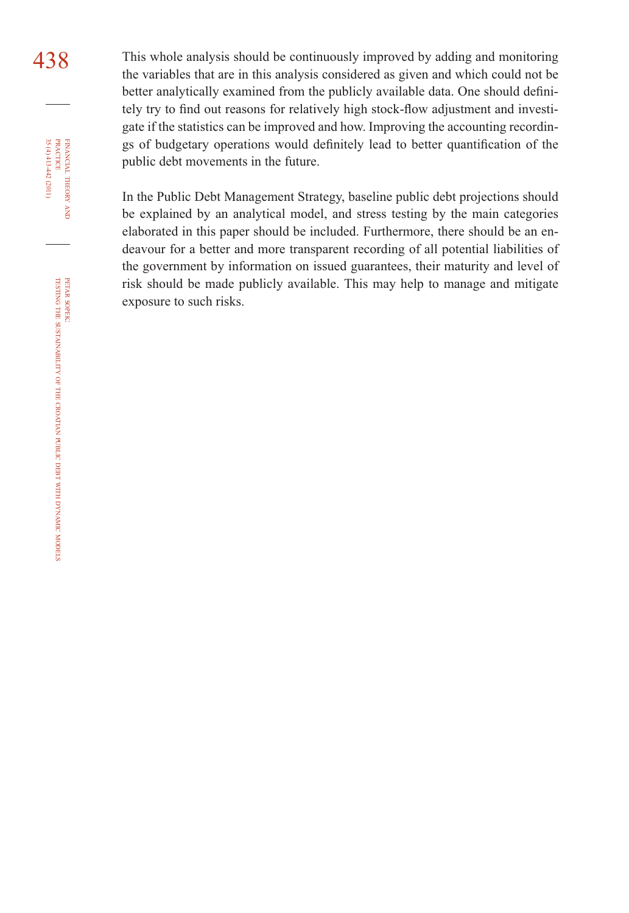This whole analysis should be continuously improved by adding and monitoring the variables that are in this analysis considered as given and which could not be better analytically examined from the publicly available data. One should definitely try to find out reasons for relatively high stock-flow adjustment and investigate if the statistics can be improved and how. Improving the accounting recordings of budgetary operations would definitely lead to better quantification of the public debt movements in the future.

In the Public Debt Management Strategy, baseline public debt projections should be explained by an analytical model, and stress testing by the main categories elaborated in this paper should be included. Furthermore, there should be an endeavour for a better and more transparent recording of all potential liabilities of the government by information on issued guarantees, their maturity and level of risk should be made publicly available. This may help to manage and mitigate exposure to such risks.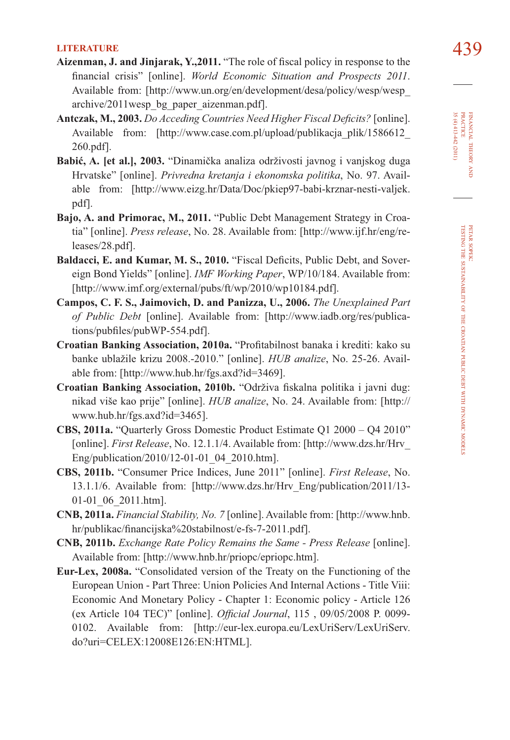## LITERATURE

**Aizenman, J. and Jinjarak, Y.,2011.** "The role of fiscal policy in response to the financial crisis" [online]. *World Economic Situation and Prospects 2011*. Available from: [http://www.un.org/en/development/desa/policy/wesp/wesp_archive/2011wesp_bg_paper_aizenman.pdf].

**Antczak, M., 2003.** *Do Acceding Countries Need Higher Fiscal Deficits?* [online]. Available from: [http://www.case.com.pl/upload/publikacja_plik/1586612_260.pdf].

**Babić, A. [et al.], 2003.** "Dinamička analiza održivosti javnog i vanjskog duga Hrvatske" [online]. *Privredna kretanja i ekonomska politika*, No. 97. Available from: [http://www.eizg.hr/Data/Doc/pkiep97-babi-krznar-nesti-valjek.pdf].

**Bajo, A. and Primorac, M., 2011.** "Public Debt Management Strategy in Croatia" [online]. *Press release*, No. 28. Available from: [http://www.ijf.hr/eng/releases/28.pdf].

**Baldacci, E. and Kumar, M. S., 2010.** "Fiscal Deficits, Public Debt, and Sovereign Bond Yields" [online]. *IMF Working Paper*, WP/10/184. Available from: [http://www.imf.org/external/pubs/ft/wp/2010/wp10184.pdf].

**Campos, C. F. S., Jaimovich, D. and Panizza, U., 2006.** *The Unexplained Part of Public Debt* [online]. Available from: [http://www.iadb.org/res/publications/pubfiles/pubWP-554.pdf].

**Croatian Banking Association, 2010a.** "Profitabilnost banaka i krediti: kako su banke ublažile krizu 2008.-2010." [online]. *HUB analize*, No. 25-26. Available from: [http://www.hub.hr/fgs.axd?id=3469].

**Croatian Banking Association, 2010b.** "Održiva fiskalna politika i javni dug: nikad više kao prije" [online]. *HUB analize*, No. 24. Available from: [http://www.hub.hr/fgs.axd?id=3465].

**CBS, 2011a.** "Quarterly Gross Domestic Product Estimate Q1 2000 – Q4 2010" [online]. *First Release*, No. 12.1.1/4. Available from: [http://www.dzs.hr/Hrv_Eng/publication/2010/12-01-01_04_2010.htm].

**CBS, 2011b.** "Consumer Price Indices, June 2011" [online]. *First Release*, No. 13.1.1/6. Available from: [http://www.dzs.hr/Hrv_Eng/publication/2011/13-01-01_06_2011.htm].

**CNB, 2011a.** *Financial Stability, No. 7* [online]. Available from: [http://www.hnb.hr/publikac/financijska%20stabilnost/e-fs-7-2011.pdf].

**CNB, 2011b.** *Exchange Rate Policy Remains the Same - Press Release* [online]. Available from: [http://www.hnb.hr/priopc/epriopc.htm].

**Eur-Lex, 2008a.** "Consolidated version of the Treaty on the Functioning of the European Union - Part Three: Union Policies And Internal Actions - Title Viii: Economic And Monetary Policy - Chapter 1: Economic policy - Article 126 (ex Article 104 TEC)" [online]. *Official Journal*, 115 , 09/05/2008 P. 0099-0102. Available from: [http://eur-lex.europa.eu/LexUriServ/LexUriServ.do?uri=CELEX:12008E126:EN:HTML].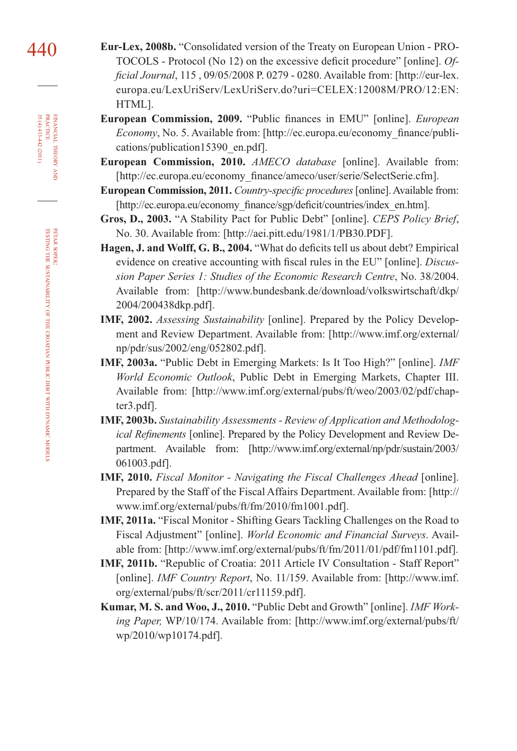**Eur-Lex, 2008b.** "Consolidated version of the Treaty on European Union - PROTOCOLS - Protocol (No 12) on the excessive deficit procedure" [online]. *Official Journal*, 115 , 09/05/2008 P. 0279 - 0280. Available from: [http://eur-lex.europa.eu/LexUriServ/LexUriServ.do?uri=CELEX:12008M/PRO/12:EN:HTML].

**European Commission, 2009.** "Public finances in EMU" [online]. *European Economy*, No. 5. Available from: [http://ec.europa.eu/economy_finance/publications/publication15390_en.pdf].

**European Commission, 2010.** *AMECO database* [online]. Available from: [http://ec.europa.eu/economy_finance/ameco/user/serie/SelectSerie.cfm].

**European Commission, 2011.** *Country-specific procedures* [online]. Available from: [http://ec.europa.eu/economy_finance/sgp/deficit/countries/index_en.htm].

**Gros, D., 2003.** "A Stability Pact for Public Debt" [online]. *CEPS Policy Brief*, No. 30. Available from: [http://aei.pitt.edu/1981/1/PB30.PDF].

**Hagen, J. and Wolff, G. B., 2004.** "What do deficits tell us about debt? Empirical evidence on creative accounting with fiscal rules in the EU" [online]. *Discussion Paper Series 1: Studies of the Economic Research Centre*, No. 38/2004. Available from: [http://www.bundesbank.de/download/volkswirtschaft/dkp/2004/200438dkp.pdf].

**IMF, 2002.** *Assessing Sustainability* [online]. Prepared by the Policy Development and Review Department. Available from: [http://www.imf.org/external/np/pdr/sus/2002/eng/052802.pdf].

**IMF, 2003a.** "Public Debt in Emerging Markets: Is It Too High?" [online]. *IMF World Economic Outlook*, Public Debt in Emerging Markets, Chapter III. Available from: [http://www.imf.org/external/pubs/ft/weo/2003/02/pdf/chapter3.pdf].

**IMF, 2003b.** *Sustainability Assessments - Review of Application and Methodological Refinements* [online]. Prepared by the Policy Development and Review Department. Available from: [http://www.imf.org/external/np/pdr/sustain/2003/061003.pdf].

**IMF, 2010.** *Fiscal Monitor - Navigating the Fiscal Challenges Ahead* [online]. Prepared by the Staff of the Fiscal Affairs Department. Available from: [http://www.imf.org/external/pubs/ft/fm/2010/fm1001.pdf].

**IMF, 2011a.** "Fiscal Monitor - Shifting Gears Tackling Challenges on the Road to Fiscal Adjustment" [online]. *World Economic and Financial Surveys*. Available from: [http://www.imf.org/external/pubs/ft/fm/2011/01/pdf/fm1101.pdf].

**IMF, 2011b.** "Republic of Croatia: 2011 Article IV Consultation - Staff Report" [online]. *IMF Country Report*, No. 11/159. Available from: [http://www.imf.org/external/pubs/ft/scr/2011/cr11159.pdf].

**Kumar, M. S. and Woo, J., 2010.** "Public Debt and Growth" [online]. *IMF Working Paper,* WP/10/174. Available from: [http://www.imf.org/external/pubs/ft/wp/2010/wp10174.pdf].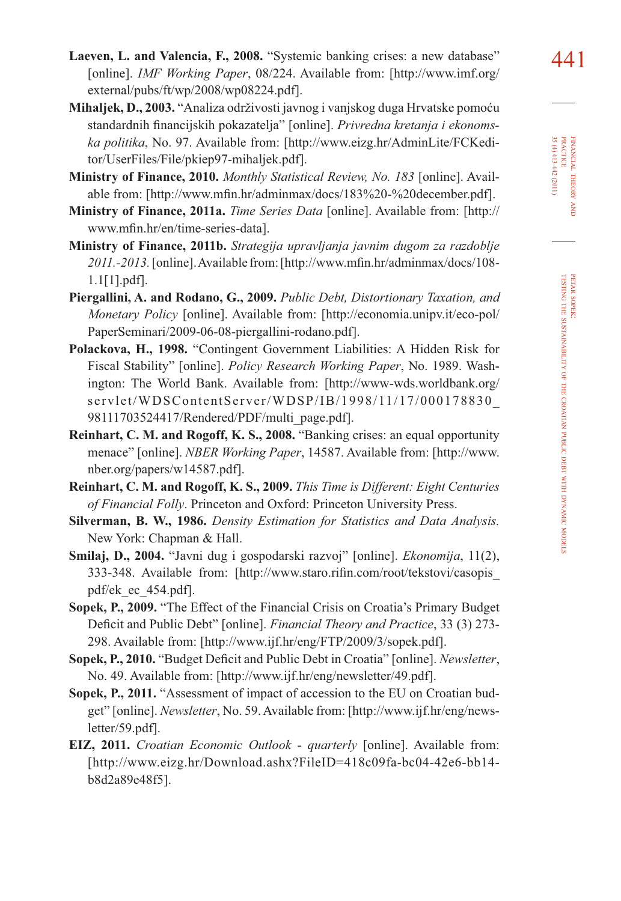**Laeven, L. and Valencia, F., 2008.** "Systemic banking crises: a new database" [online]. *IMF Working Paper*, 08/224. Available from: [http://www.imf.org/external/pubs/ft/wp/2008/wp08224.pdf].

**Mihaljek, D., 2003.** "Analiza održivosti javnog i vanjskog duga Hrvatske pomoću standardnih financijskih pokazatelja" [online]. *Privredna kretanja i ekonomska politika*, No. 97. Available from: [http://www.eizg.hr/AdminLite/FCKeditor/UserFiles/File/pkiep97-mihaljek.pdf].

**Ministry of Finance, 2010.** *Monthly Statistical Review, No. 183* [online]. Available from: [http://www.mfin.hr/adminmax/docs/183%20-%20december.pdf].

**Ministry of Finance, 2011a.** *Time Series Data* [online]. Available from: [http://www.mfin.hr/en/time-series-data].

**Ministry of Finance, 2011b.** *Strategija upravljanja javnim dugom za razdoblje 2011.-2013.* [online]. Available from: [http://www.mfin.hr/adminmax/docs/108-1.1[1].pdf].

**Piergallini, A. and Rodano, G., 2009.** *Public Debt, Distortionary Taxation, and Monetary Policy* [online]. Available from: [http://economia.unipv.it/eco-pol/PaperSeminari/2009-06-08-piergallini-rodano.pdf].

**Polackova, H., 1998.** "Contingent Government Liabilities: A Hidden Risk for Fiscal Stability" [online]. *Policy Research Working Paper*, No. 1989. Washington: The World Bank. Available from: [http://www-wds.worldbank.org/servlet/WDSContentServer/WDSP/IB/1998/11/17/000178830_98111703524417/Rendered/PDF/multi_page.pdf].

**Reinhart, C. M. and Rogoff, K. S., 2008.** "Banking crises: an equal opportunity menace" [online]. *NBER Working Paper*, 14587. Available from: [http://www.nber.org/papers/w14587.pdf].

**Reinhart, C. M. and Rogoff, K. S., 2009.** *This Time is Different: Eight Centuries of Financial Folly*. Princeton and Oxford: Princeton University Press.

**Silverman, B. W., 1986.** *Density Estimation for Statistics and Data Analysis.* New York: Chapman & Hall.

**Smilaj, D., 2004.** "Javni dug i gospodarski razvoj" [online]. *Ekonomija*, 11(2), 333-348. Available from: [http://www.staro.rifin.com/root/tekstovi/casopis_pdf/ek_ec_454.pdf].

**Sopek, P., 2009.** "The Effect of the Financial Crisis on Croatia's Primary Budget Deficit and Public Debt" [online]. *Financial Theory and Practice*, 33 (3) 273-298. Available from: [http://www.ijf.hr/eng/FTP/2009/3/sopek.pdf].

**Sopek, P., 2010.** "Budget Deficit and Public Debt in Croatia" [online]. *Newsletter*, No. 49. Available from: [http://www.ijf.hr/eng/newsletter/49.pdf].

**Sopek, P., 2011.** "Assessment of impact of accession to the EU on Croatian budget" [online]. *Newsletter*, No. 59. Available from: [http://www.ijf.hr/eng/newsletter/59.pdf].

**EIZ, 2011.** *Croatian Economic Outlook - quarterly* [online]. Available from: [http://www.eizg.hr/Download.ashx?FileID=418c09fa-bc04-42e6-bb14-b8d2a89e48f5].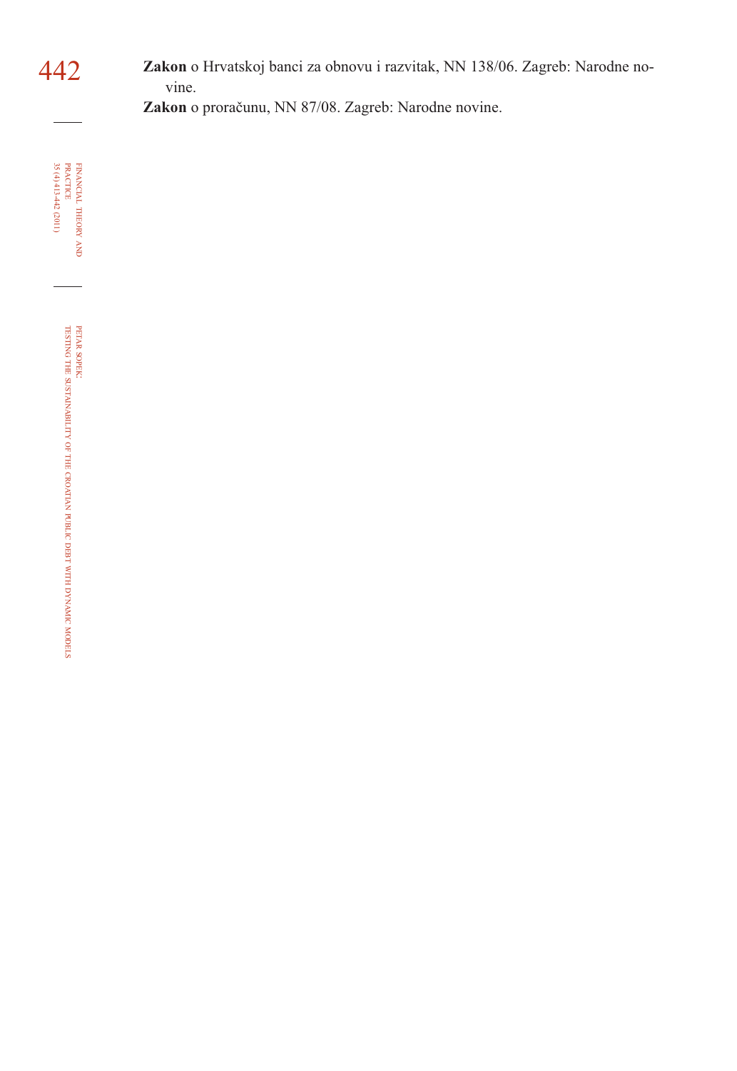**Zakon** o Hrvatskoj banci za obnovu i razvitak, NN 138/06. Zagreb: Narodne novine.

**Zakon** o proračunu, NN 87/08. Zagreb: Narodne novine.